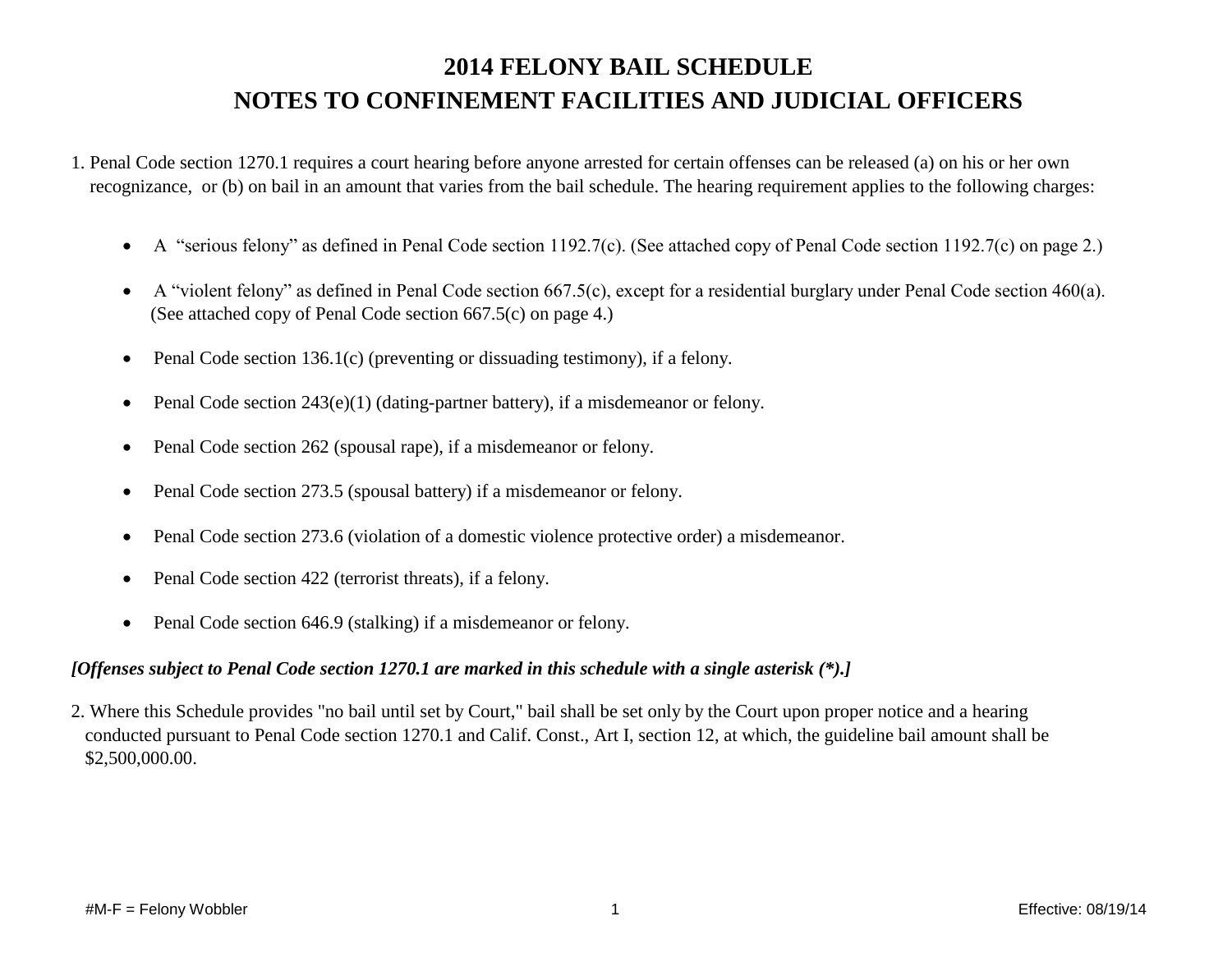# 2014 FELONY BAIL SCHEDULE

## NOTES TO CONFINEMENT FACILITIES AND JUDICIAL OFFICERS

1. Penal Code section 1270.1 requires a court hearing before anyone arrested for certain offenses can be released (a) on his or her own recognizance, or (b) on bail in an amount that varies from the bail schedule. The hearing requirement applies to the following charges:

   - A "serious felony" as defined in Penal Code section 1192.7(c). (See attached copy of Penal Code section 1192.7(c) on page 2.)
   - A "violent felony" as defined in Penal Code section 667.5(c), except for a residential burglary under Penal Code section 460(a). (See attached copy of Penal Code section 667.5(c) on page 4.)
   - Penal Code section 136.1(c) (preventing or dissuading testimony), if a felony.
   - Penal Code section 243(e)(1) (dating-partner battery), if a misdemeanor or felony.
   - Penal Code section 262 (spousal rape), if a misdemeanor or felony.
   - Penal Code section 273.5 (spousal battery) if a misdemeanor or felony.
   - Penal Code section 273.6 (violation of a domestic violence protective order) a misdemeanor.
   - Penal Code section 422 (terrorist threats), if a felony.
   - Penal Code section 646.9 (stalking) if a misdemeanor or felony.

***[Offenses subject to Penal Code section 1270.1 are marked in this schedule with a single asterisk (*).]***

2. Where this Schedule provides "no bail until set by Court," bail shall be set only by the Court upon proper notice and a hearing conducted pursuant to Penal Code section 1270.1 and Calif. Const., Art I, section 12, at which, the guideline bail amount shall be $2,500,000.00.

#M-F = Felony Wobbler

Effective: 08/19/14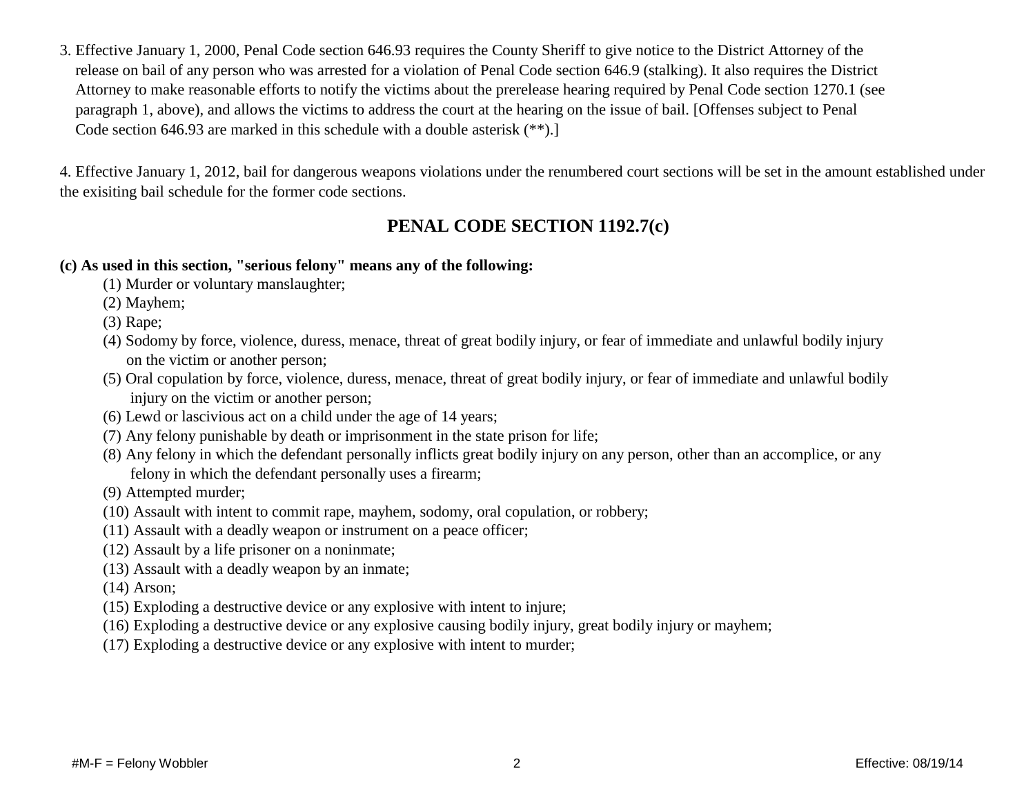3. Effective January 1, 2000, Penal Code section 646.93 requires the County Sheriff to give notice to the District Attorney of the release on bail of any person who was arrested for a violation of Penal Code section 646.9 (stalking). It also requires the District Attorney to make reasonable efforts to notify the victims about the prerelease hearing required by Penal Code section 1270.1 (see paragraph 1, above), and allows the victims to address the court at the hearing on the issue of bail. [Offenses subject to Penal Code section 646.93 are marked in this schedule with a double asterisk (**).]

4. Effective January 1, 2012, bail for dangerous weapons violations under the renumbered court sections will be set in the amount established under the exisiting bail schedule for the former code sections.

## PENAL CODE SECTION 1192.7(c)

**(c) As used in this section, "serious felony" means any of the following:**

(1) Murder or voluntary manslaughter;
(2) Mayhem;
(3) Rape;
(4) Sodomy by force, violence, duress, menace, threat of great bodily injury, or fear of immediate and unlawful bodily injury on the victim or another person;
(5) Oral copulation by force, violence, duress, menace, threat of great bodily injury, or fear of immediate and unlawful bodily injury on the victim or another person;
(6) Lewd or lascivious act on a child under the age of 14 years;
(7) Any felony punishable by death or imprisonment in the state prison for life;
(8) Any felony in which the defendant personally inflicts great bodily injury on any person, other than an accomplice, or any felony in which the defendant personally uses a firearm;
(9) Attempted murder;
(10) Assault with intent to commit rape, mayhem, sodomy, oral copulation, or robbery;
(11) Assault with a deadly weapon or instrument on a peace officer;
(12) Assault by a life prisoner on a noninmate;
(13) Assault with a deadly weapon by an inmate;
(14) Arson;
(15) Exploding a destructive device or any explosive with intent to injure;
(16) Exploding a destructive device or any explosive causing bodily injury, great bodily injury or mayhem;
(17) Exploding a destructive device or any explosive with intent to murder;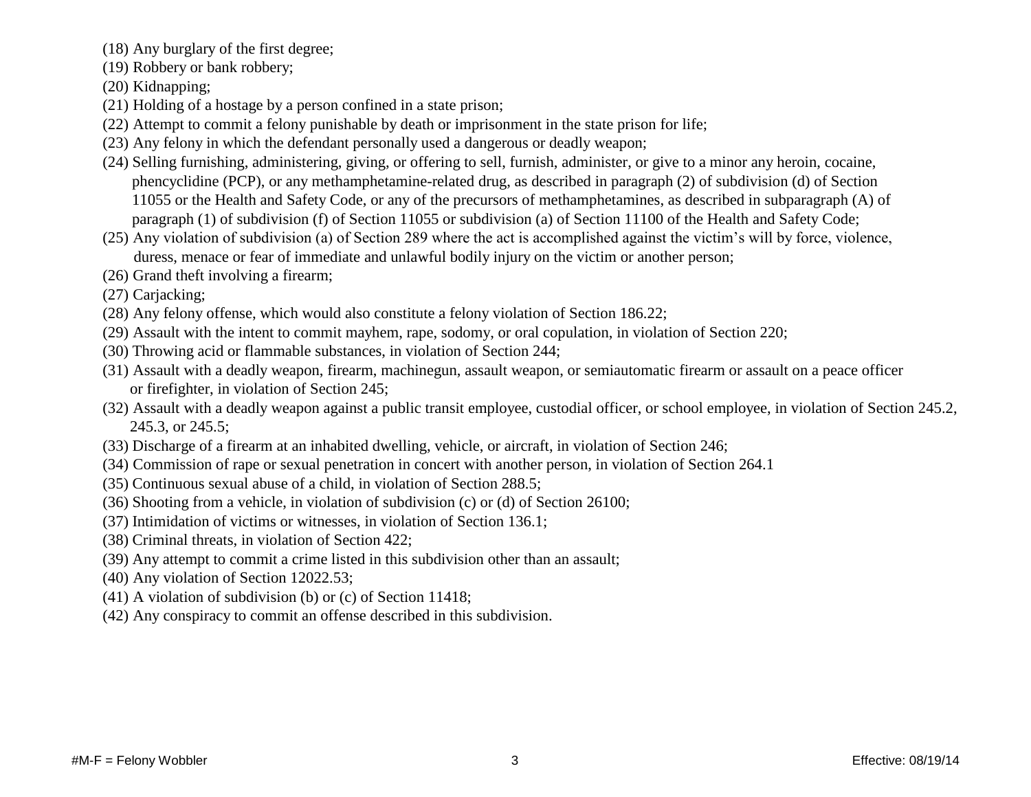(18) Any burglary of the first degree;
(19) Robbery or bank robbery;
(20) Kidnapping;
(21) Holding of a hostage by a person confined in a state prison;
(22) Attempt to commit a felony punishable by death or imprisonment in the state prison for life;
(23) Any felony in which the defendant personally used a dangerous or deadly weapon;
(24) Selling furnishing, administering, giving, or offering to sell, furnish, administer, or give to a minor any heroin, cocaine, phencyclidine (PCP), or any methamphetamine-related drug, as described in paragraph (2) of subdivision (d) of Section 11055 or the Health and Safety Code, or any of the precursors of methamphetamines, as described in subparagraph (A) of paragraph (1) of subdivision (f) of Section 11055 or subdivision (a) of Section 11100 of the Health and Safety Code;
(25) Any violation of subdivision (a) of Section 289 where the act is accomplished against the victim's will by force, violence, duress, menace or fear of immediate and unlawful bodily injury on the victim or another person;
(26) Grand theft involving a firearm;
(27) Carjacking;
(28) Any felony offense, which would also constitute a felony violation of Section 186.22;
(29) Assault with the intent to commit mayhem, rape, sodomy, or oral copulation, in violation of Section 220;
(30) Throwing acid or flammable substances, in violation of Section 244;
(31) Assault with a deadly weapon, firearm, machinegun, assault weapon, or semiautomatic firearm or assault on a peace officer or firefighter, in violation of Section 245;
(32) Assault with a deadly weapon against a public transit employee, custodial officer, or school employee, in violation of Section 245.2, 245.3, or 245.5;
(33) Discharge of a firearm at an inhabited dwelling, vehicle, or aircraft, in violation of Section 246;
(34) Commission of rape or sexual penetration in concert with another person, in violation of Section 264.1
(35) Continuous sexual abuse of a child, in violation of Section 288.5;
(36) Shooting from a vehicle, in violation of subdivision (c) or (d) of Section 26100;
(37) Intimidation of victims or witnesses, in violation of Section 136.1;
(38) Criminal threats, in violation of Section 422;
(39) Any attempt to commit a crime listed in this subdivision other than an assault;
(40) Any violation of Section 12022.53;
(41) A violation of subdivision (b) or (c) of Section 11418;
(42) Any conspiracy to commit an offense described in this subdivision.

#M-F = Felony Wobbler

Effective: 08/19/14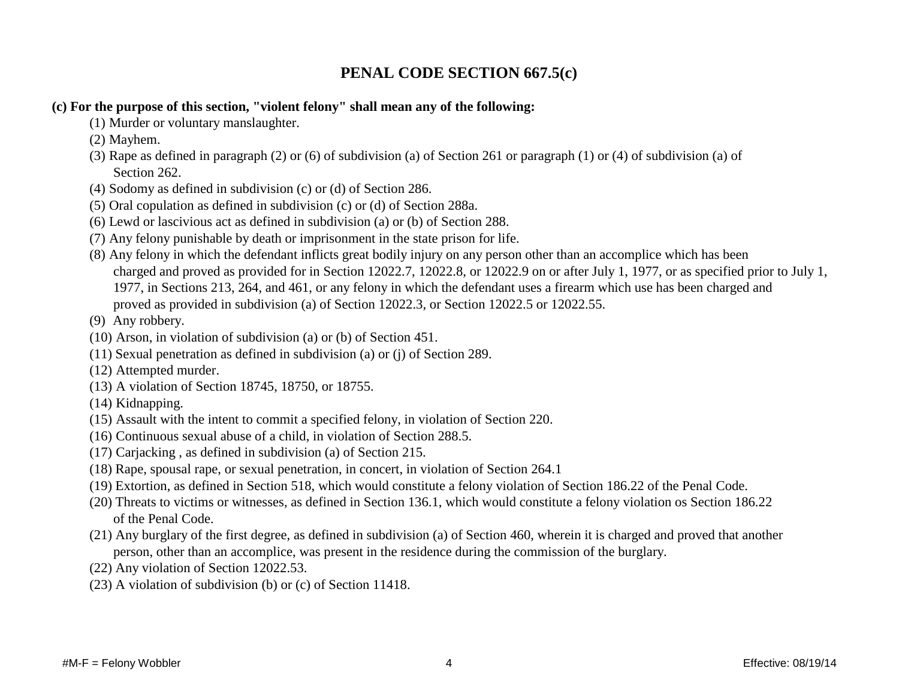# PENAL CODE SECTION 667.5(c)

**(c) For the purpose of this section, "violent felony" shall mean any of the following:**

(1) Murder or voluntary manslaughter.

(2) Mayhem.

(3) Rape as defined in paragraph (2) or (6) of subdivision (a) of Section 261 or paragraph (1) or (4) of subdivision (a) of Section 262.

(4) Sodomy as defined in subdivision (c) or (d) of Section 286.

(5) Oral copulation as defined in subdivision (c) or (d) of Section 288a.

(6) Lewd or lascivious act as defined in subdivision (a) or (b) of Section 288.

(7) Any felony punishable by death or imprisonment in the state prison for life.

(8) Any felony in which the defendant inflicts great bodily injury on any person other than an accomplice which has been charged and proved as provided for in Section 12022.7, 12022.8, or 12022.9 on or after July 1, 1977, or as specified prior to July 1, 1977, in Sections 213, 264, and 461, or any felony in which the defendant uses a firearm which use has been charged and proved as provided in subdivision (a) of Section 12022.3, or Section 12022.5 or 12022.55.

(9) Any robbery.

(10) Arson, in violation of subdivision (a) or (b) of Section 451.

(11) Sexual penetration as defined in subdivision (a) or (j) of Section 289.

(12) Attempted murder.

(13) A violation of Section 18745, 18750, or 18755.

(14) Kidnapping.

(15) Assault with the intent to commit a specified felony, in violation of Section 220.

(16) Continuous sexual abuse of a child, in violation of Section 288.5.

(17) Carjacking , as defined in subdivision (a) of Section 215.

(18) Rape, spousal rape, or sexual penetration, in concert, in violation of Section 264.1

(19) Extortion, as defined in Section 518, which would constitute a felony violation of Section 186.22 of the Penal Code.

(20) Threats to victims or witnesses, as defined in Section 136.1, which would constitute a felony violation os Section 186.22 of the Penal Code.

(21) Any burglary of the first degree, as defined in subdivision (a) of Section 460, wherein it is charged and proved that another person, other than an accomplice, was present in the residence during the commission of the burglary.

(22) Any violation of Section 12022.53.

(23) A violation of subdivision (b) or (c) of Section 11418.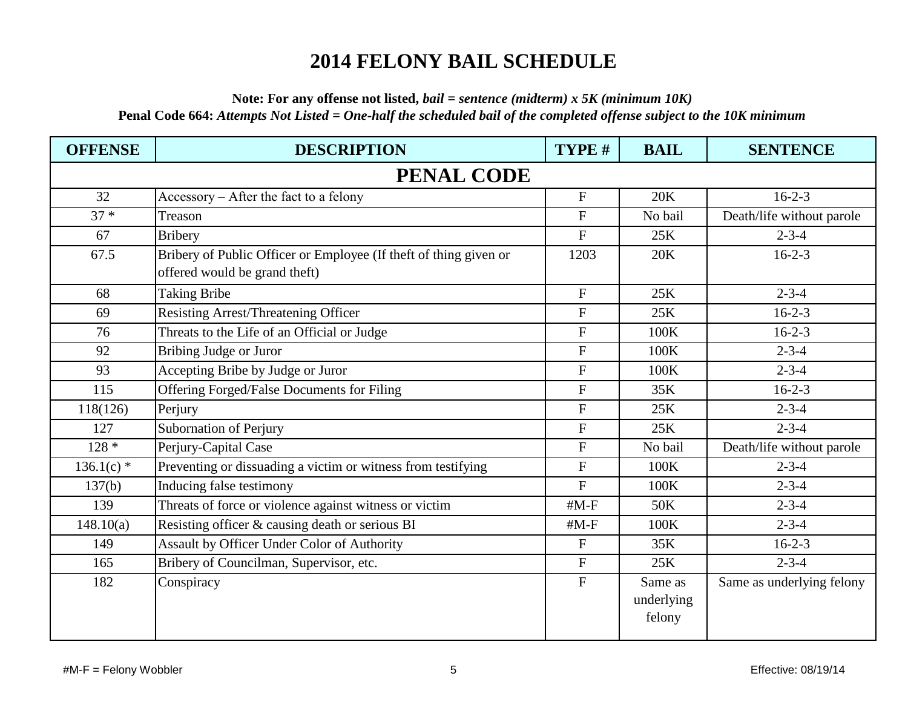# 2014 FELONY BAIL SCHEDULE

**Note: For any offense not listed,** ***bail = sentence (midterm) x 5K (minimum 10K)***

**Penal Code 664:** ***Attempts Not Listed = One-half the scheduled bail of the completed offense subject to the 10K minimum***

| OFFENSE | DESCRIPTION | TYPE # | BAIL | SENTENCE |
|---|---|---|---|---|
| **PENAL CODE** | | | | |
| 32 | Accessory – After the fact to a felony | F | 20K | 16-2-3 |
| 37 * | Treason | F | No bail | Death/life without parole |
| 67 | Bribery | F | 25K | 2-3-4 |
| 67.5 | Bribery of Public Officer or Employee (If theft of thing given or offered would be grand theft) | 1203 | 20K | 16-2-3 |
| 68 | Taking Bribe | F | 25K | 2-3-4 |
| 69 | Resisting Arrest/Threatening Officer | F | 25K | 16-2-3 |
| 76 | Threats to the Life of an Official or Judge | F | 100K | 16-2-3 |
| 92 | Bribing Judge or Juror | F | 100K | 2-3-4 |
| 93 | Accepting Bribe by Judge or Juror | F | 100K | 2-3-4 |
| 115 | Offering Forged/False Documents for Filing | F | 35K | 16-2-3 |
| 118(126) | Perjury | F | 25K | 2-3-4 |
| 127 | Subornation of Perjury | F | 25K | 2-3-4 |
| 128 * | Perjury-Capital Case | F | No bail | Death/life without parole |
| 136.1(c) * | Preventing or dissuading a victim or witness from testifying | F | 100K | 2-3-4 |
| 137(b) | Inducing false testimony | F | 100K | 2-3-4 |
| 139 | Threats of force or violence against witness or victim | #M-F | 50K | 2-3-4 |
| 148.10(a) | Resisting officer & causing death or serious BI | #M-F | 100K | 2-3-4 |
| 149 | Assault by Officer Under Color of Authority | F | 35K | 16-2-3 |
| 165 | Bribery of Councilman, Supervisor, etc. | F | 25K | 2-3-4 |
| 182 | Conspiracy | F | Same as underlying felony | Same as underlying felony |

#M-F = Felony Wobbler

Effective: 08/19/14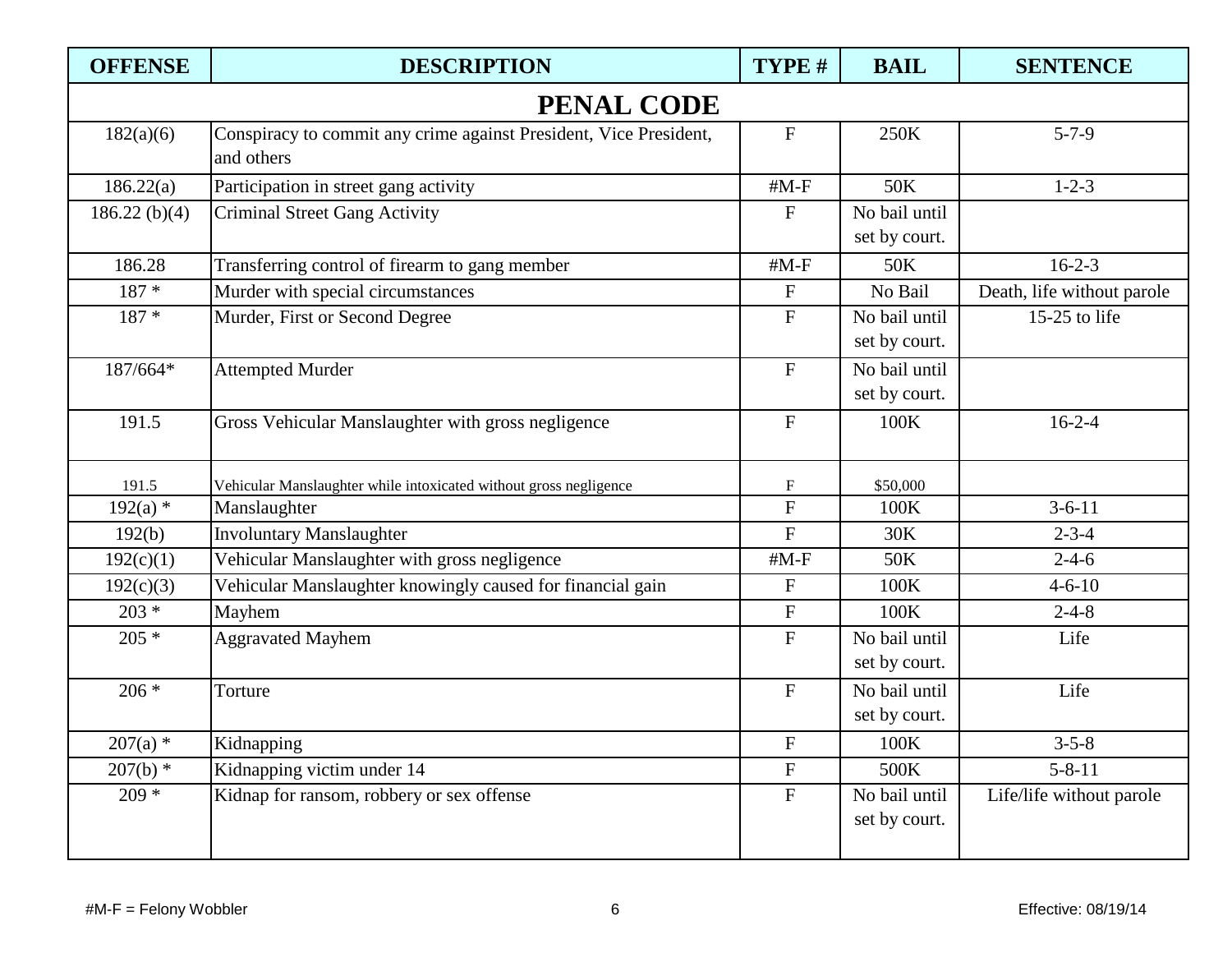| OFFENSE | DESCRIPTION | TYPE # | BAIL | SENTENCE |
|---|---|---|---|---|
| **PENAL CODE** | | | | |
| 182(a)(6) | Conspiracy to commit any crime against President, Vice President, and others | F | 250K | 5-7-9 |
| 186.22(a) | Participation in street gang activity | #M-F | 50K | 1-2-3 |
| 186.22 (b)(4) | Criminal Street Gang Activity | F | No bail until set by court. | |
| 186.28 | Transferring control of firearm to gang member | #M-F | 50K | 16-2-3 |
| 187 * | Murder with special circumstances | F | No Bail | Death, life without parole |
| 187 * | Murder, First or Second Degree | F | No bail until set by court. | 15-25 to life |
| 187/664* | Attempted Murder | F | No bail until set by court. | |
| 191.5 | Gross Vehicular Manslaughter with gross negligence | F | 100K | 16-2-4 |
| 191.5 | Vehicular Manslaughter while intoxicated without gross negligence | F | $50,000 | |
| 192(a) * | Manslaughter | F | 100K | 3-6-11 |
| 192(b) | Involuntary Manslaughter | F | 30K | 2-3-4 |
| 192(c)(1) | Vehicular Manslaughter with gross negligence | #M-F | 50K | 2-4-6 |
| 192(c)(3) | Vehicular Manslaughter knowingly caused for financial gain | F | 100K | 4-6-10 |
| 203 * | Mayhem | F | 100K | 2-4-8 |
| 205 * | Aggravated Mayhem | F | No bail until set by court. | Life |
| 206 * | Torture | F | No bail until set by court. | Life |
| 207(a) * | Kidnapping | F | 100K | 3-5-8 |
| 207(b) * | Kidnapping victim under 14 | F | 500K | 5-8-11 |
| 209 * | Kidnap for ransom, robbery or sex offense | F | No bail until set by court. | Life/life without parole |

#M-F = Felony Wobbler

Effective: 08/19/14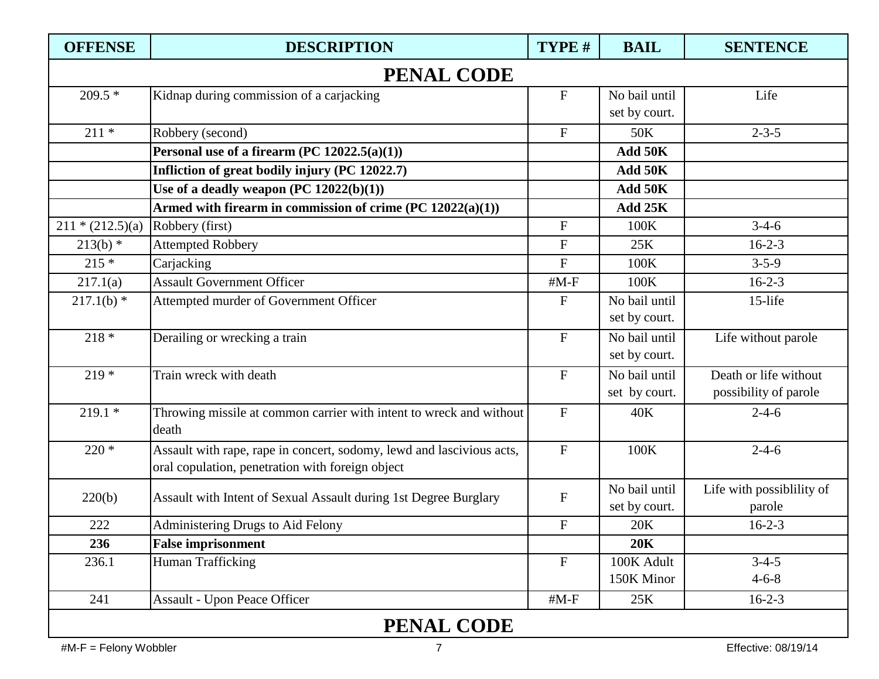| OFFENSE | DESCRIPTION | TYPE # | BAIL | SENTENCE |
|---|---|---|---|---|
| **PENAL CODE** | | | | |
| 209.5 * | Kidnap during commission of a carjacking | F | No bail until set by court. | Life |
| 211 * | Robbery (second) | F | 50K | 2-3-5 |
| | **Personal use of a firearm (PC 12022.5(a)(1))** | | **Add 50K** | |
| | **Infliction of great bodily injury (PC 12022.7)** | | **Add 50K** | |
| | **Use of a deadly weapon (PC 12022(b)(1))** | | **Add 50K** | |
| | **Armed with firearm in commission of crime (PC 12022(a)(1))** | | **Add 25K** | |
| 211 * (212.5)(a) | Robbery (first) | F | 100K | 3-4-6 |
| 213(b) * | Attempted Robbery | F | 25K | 16-2-3 |
| 215 * | Carjacking | F | 100K | 3-5-9 |
| 217.1(a) | Assault Government Officer | #M-F | 100K | 16-2-3 |
| 217.1(b) * | Attempted murder of Government Officer | F | No bail until set by court. | 15-life |
| 218 * | Derailing or wrecking a train | F | No bail until set by court. | Life without parole |
| 219 * | Train wreck with death | F | No bail until set by court. | Death or life without possibility of parole |
| 219.1 * | Throwing missile at common carrier with intent to wreck and without death | F | 40K | 2-4-6 |
| 220 * | Assault with rape, rape in concert, sodomy, lewd and lascivious acts, oral copulation, penetration with foreign object | F | 100K | 2-4-6 |
| 220(b) | Assault with Intent of Sexual Assault during 1st Degree Burglary | F | No bail until set by court. | Life with possiblility of parole |
| 222 | Administering Drugs to Aid Felony | F | 20K | 16-2-3 |
| **236** | **False imprisonment** | | **20K** | |
| 236.1 | Human Trafficking | F | 100K Adult<br>150K Minor | 3-4-5<br>4-6-8 |
| 241 | Assault - Upon Peace Officer | #M-F | 25K | 16-2-3 |
| **PENAL CODE** | | | | |

#M-F = Felony Wobbler

Effective: 08/19/14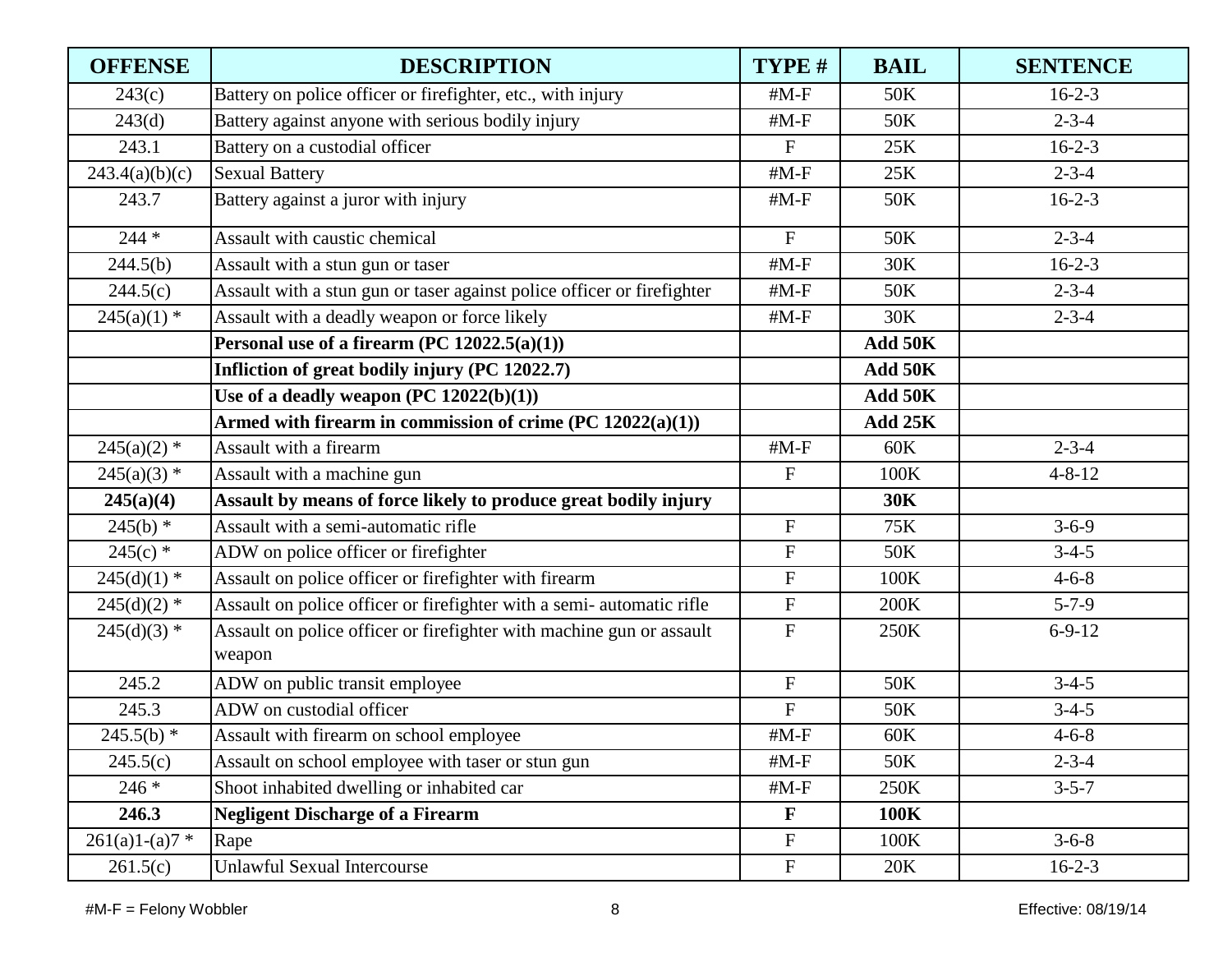| OFFENSE | DESCRIPTION | TYPE # | BAIL | SENTENCE |
|---|---|---|---|---|
| 243(c) | Battery on police officer or firefighter, etc., with injury | #M-F | 50K | 16-2-3 |
| 243(d) | Battery against anyone with serious bodily injury | #M-F | 50K | 2-3-4 |
| 243.1 | Battery on a custodial officer | F | 25K | 16-2-3 |
| 243.4(a)(b)(c) | Sexual Battery | #M-F | 25K | 2-3-4 |
| 243.7 | Battery against a juror with injury | #M-F | 50K | 16-2-3 |
| 244 * | Assault with caustic chemical | F | 50K | 2-3-4 |
| 244.5(b) | Assault with a stun gun or taser | #M-F | 30K | 16-2-3 |
| 244.5(c) | Assault with a stun gun or taser against police officer or firefighter | #M-F | 50K | 2-3-4 |
| 245(a)(1) * | Assault with a deadly weapon or force likely | #M-F | 30K | 2-3-4 |
| | **Personal use of a firearm (PC 12022.5(a)(1))** | | **Add 50K** | |
| | **Infliction of great bodily injury (PC 12022.7)** | | **Add 50K** | |
| | **Use of a deadly weapon (PC 12022(b)(1))** | | **Add 50K** | |
| | **Armed with firearm in commission of crime (PC 12022(a)(1))** | | **Add 25K** | |
| 245(a)(2) * | Assault with a firearm | #M-F | 60K | 2-3-4 |
| 245(a)(3) * | Assault with a machine gun | F | 100K | 4-8-12 |
| **245(a)(4)** | **Assault by means of force likely to produce great bodily injury** | | **30K** | |
| 245(b) * | Assault with a semi-automatic rifle | F | 75K | 3-6-9 |
| 245(c) * | ADW on police officer or firefighter | F | 50K | 3-4-5 |
| 245(d)(1) * | Assault on police officer or firefighter with firearm | F | 100K | 4-6-8 |
| 245(d)(2) * | Assault on police officer or firefighter with a semi- automatic rifle | F | 200K | 5-7-9 |
| 245(d)(3) * | Assault on police officer or firefighter with machine gun or assault weapon | F | 250K | 6-9-12 |
| 245.2 | ADW on public transit employee | F | 50K | 3-4-5 |
| 245.3 | ADW on custodial officer | F | 50K | 3-4-5 |
| 245.5(b) * | Assault with firearm on school employee | #M-F | 60K | 4-6-8 |
| 245.5(c) | Assault on school employee with taser or stun gun | #M-F | 50K | 2-3-4 |
| 246 * | Shoot inhabited dwelling or inhabited car | #M-F | 250K | 3-5-7 |
| **246.3** | **Negligent Discharge of a Firearm** | **F** | **100K** | |
| 261(a)1-(a)7 * | Rape | F | 100K | 3-6-8 |
| 261.5(c) | Unlawful Sexual Intercourse | F | 20K | 16-2-3 |

#M-F = Felony Wobbler

Effective: 08/19/14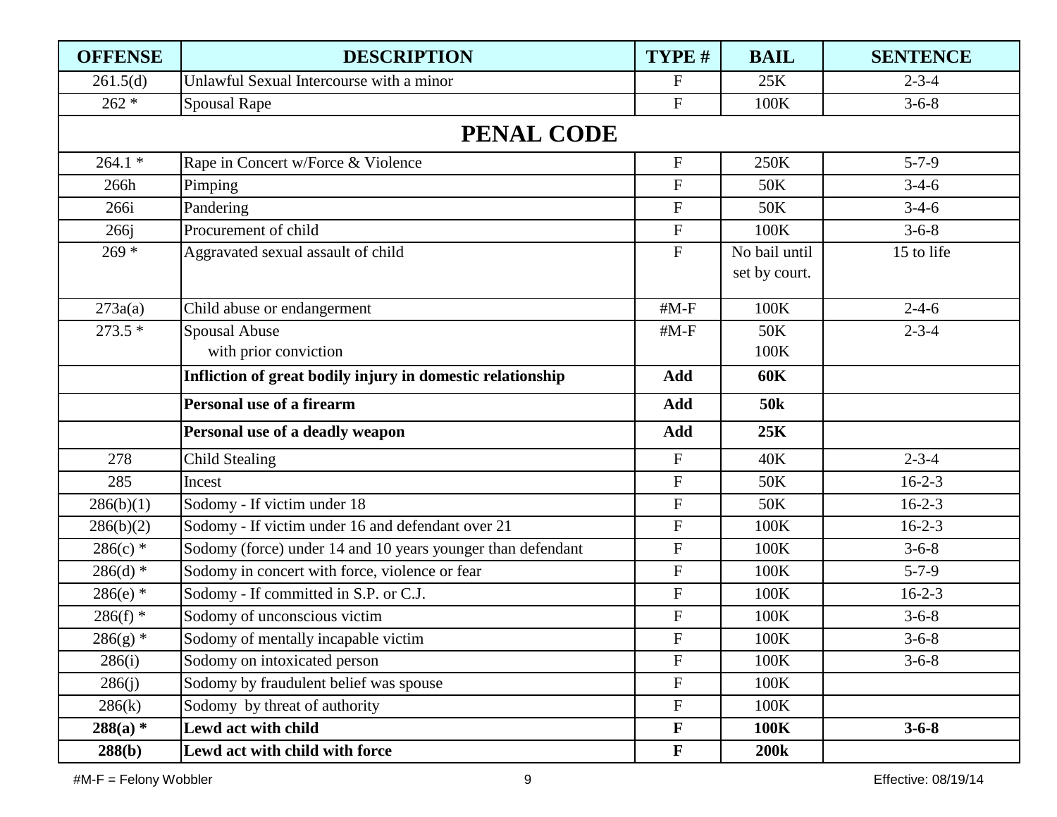| OFFENSE | DESCRIPTION | TYPE # | BAIL | SENTENCE |
|---|---|---|---|---|
| 261.5(d) | Unlawful Sexual Intercourse with a minor | F | 25K | 2-3-4 |
| 262 * | Spousal Rape | F | 100K | 3-6-8 |
| | **PENAL CODE** | | | |
| 264.1 * | Rape in Concert w/Force & Violence | F | 250K | 5-7-9 |
| 266h | Pimping | F | 50K | 3-4-6 |
| 266i | Pandering | F | 50K | 3-4-6 |
| 266j | Procurement of child | F | 100K | 3-6-8 |
| 269 * | Aggravated sexual assault of child | F | No bail until set by court. | 15 to life |
| 273a(a) | Child abuse or endangerment | #M-F | 100K | 2-4-6 |
| 273.5 * | Spousal Abuse<br>with prior conviction | #M-F | 50K<br>100K | 2-3-4 |
| | **Infliction of great bodily injury in domestic relationship** | **Add** | **60K** | |
| | **Personal use of a firearm** | **Add** | **50k** | |
| | **Personal use of a deadly weapon** | **Add** | **25K** | |
| 278 | Child Stealing | F | 40K | 2-3-4 |
| 285 | Incest | F | 50K | 16-2-3 |
| 286(b)(1) | Sodomy - If victim under 18 | F | 50K | 16-2-3 |
| 286(b)(2) | Sodomy - If victim under 16 and defendant over 21 | F | 100K | 16-2-3 |
| 286(c) * | Sodomy (force) under 14 and 10 years younger than defendant | F | 100K | 3-6-8 |
| 286(d) * | Sodomy in concert with force, violence or fear | F | 100K | 5-7-9 |
| 286(e) * | Sodomy - If committed in S.P. or C.J. | F | 100K | 16-2-3 |
| 286(f) * | Sodomy of unconscious victim | F | 100K | 3-6-8 |
| 286(g) * | Sodomy of mentally incapable victim | F | 100K | 3-6-8 |
| 286(i) | Sodomy on intoxicated person | F | 100K | 3-6-8 |
| 286(j) | Sodomy by fraudulent belief was spouse | F | 100K | |
| 286(k) | Sodomy by threat of authority | F | 100K | |
| **288(a) *** | **Lewd act with child** | **F** | **100K** | **3-6-8** |
| **288(b)** | **Lewd act with child with force** | **F** | **200k** | |

#M-F = Felony Wobbler

Effective: 08/19/14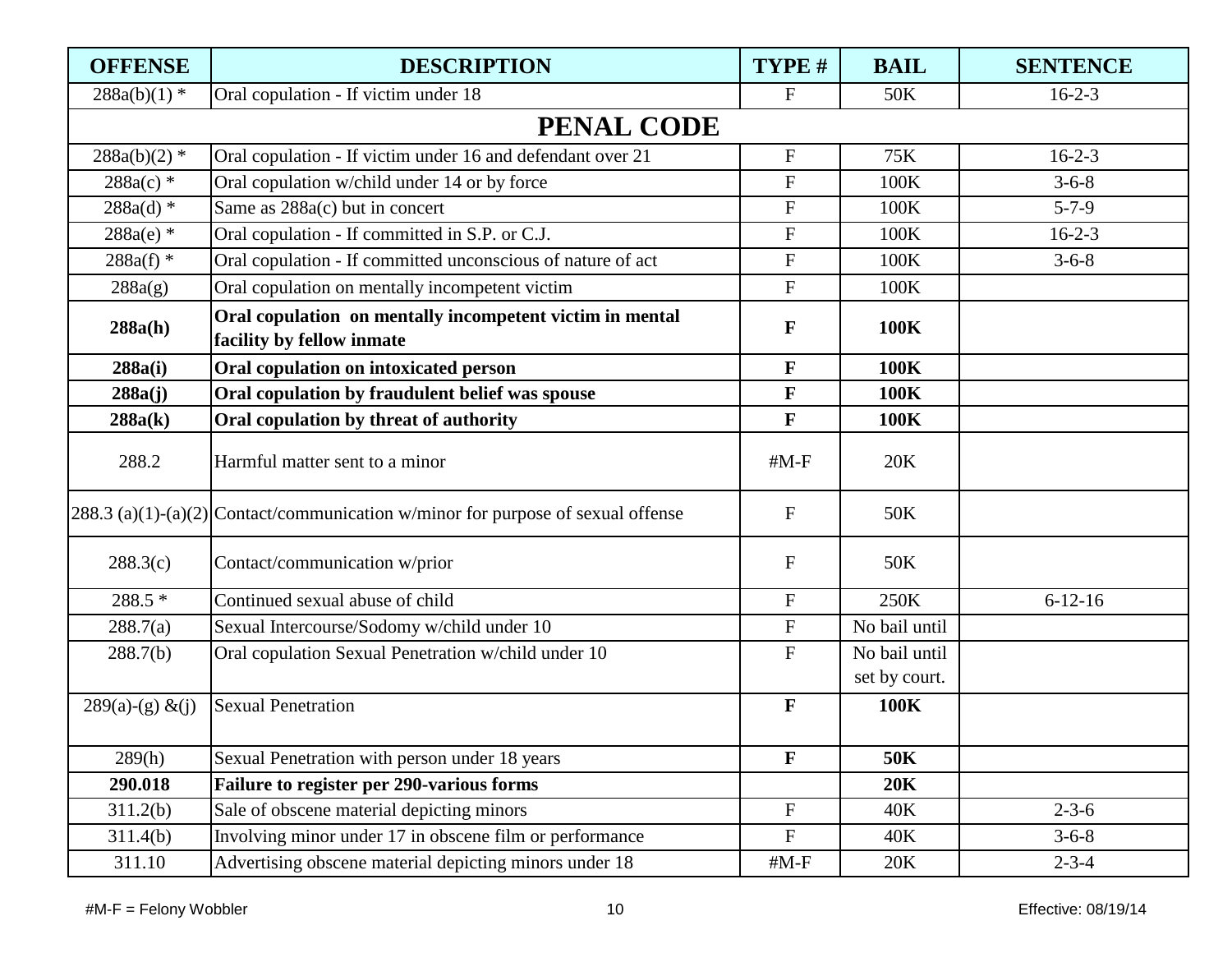| OFFENSE | DESCRIPTION | TYPE # | BAIL | SENTENCE |
|---|---|---|---|---|
| 288a(b)(1) * | Oral copulation - If victim under 18 | F | 50K | 16-2-3 |
| **PENAL CODE** | | | | |
| 288a(b)(2) * | Oral copulation - If victim under 16 and defendant over 21 | F | 75K | 16-2-3 |
| 288a(c) * | Oral copulation w/child under 14 or by force | F | 100K | 3-6-8 |
| 288a(d) * | Same as 288a(c) but in concert | F | 100K | 5-7-9 |
| 288a(e) * | Oral copulation - If committed in S.P. or C.J. | F | 100K | 16-2-3 |
| 288a(f) * | Oral copulation - If committed unconscious of nature of act | F | 100K | 3-6-8 |
| 288a(g) | Oral copulation on mentally incompetent victim | F | 100K | |
| **288a(h)** | **Oral copulation on mentally incompetent victim in mental facility by fellow inmate** | **F** | **100K** | |
| **288a(i)** | **Oral copulation on intoxicated person** | **F** | **100K** | |
| **288a(j)** | **Oral copulation by fraudulent belief was spouse** | **F** | **100K** | |
| **288a(k)** | **Oral copulation by threat of authority** | **F** | **100K** | |
| 288.2 | Harmful matter sent to a minor | #M-F | 20K | |
| 288.3 (a)(1)-(a)(2) | Contact/communication w/minor for purpose of sexual offense | F | 50K | |
| 288.3(c) | Contact/communication w/prior | F | 50K | |
| 288.5 * | Continued sexual abuse of child | F | 250K | 6-12-16 |
| 288.7(a) | Sexual Intercourse/Sodomy w/child under 10 | F | No bail until | |
| 288.7(b) | Oral copulation Sexual Penetration w/child under 10 | F | No bail until set by court. | |
| 289(a)-(g) &(j) | Sexual Penetration | **F** | **100K** | |
| 289(h) | Sexual Penetration with person under 18 years | **F** | **50K** | |
| **290.018** | **Failure to register per 290-various forms** | | **20K** | |
| 311.2(b) | Sale of obscene material depicting minors | F | 40K | 2-3-6 |
| 311.4(b) | Involving minor under 17 in obscene film or performance | F | 40K | 3-6-8 |
| 311.10 | Advertising obscene material depicting minors under 18 | #M-F | 20K | 2-3-4 |

#M-F = Felony Wobbler

Effective: 08/19/14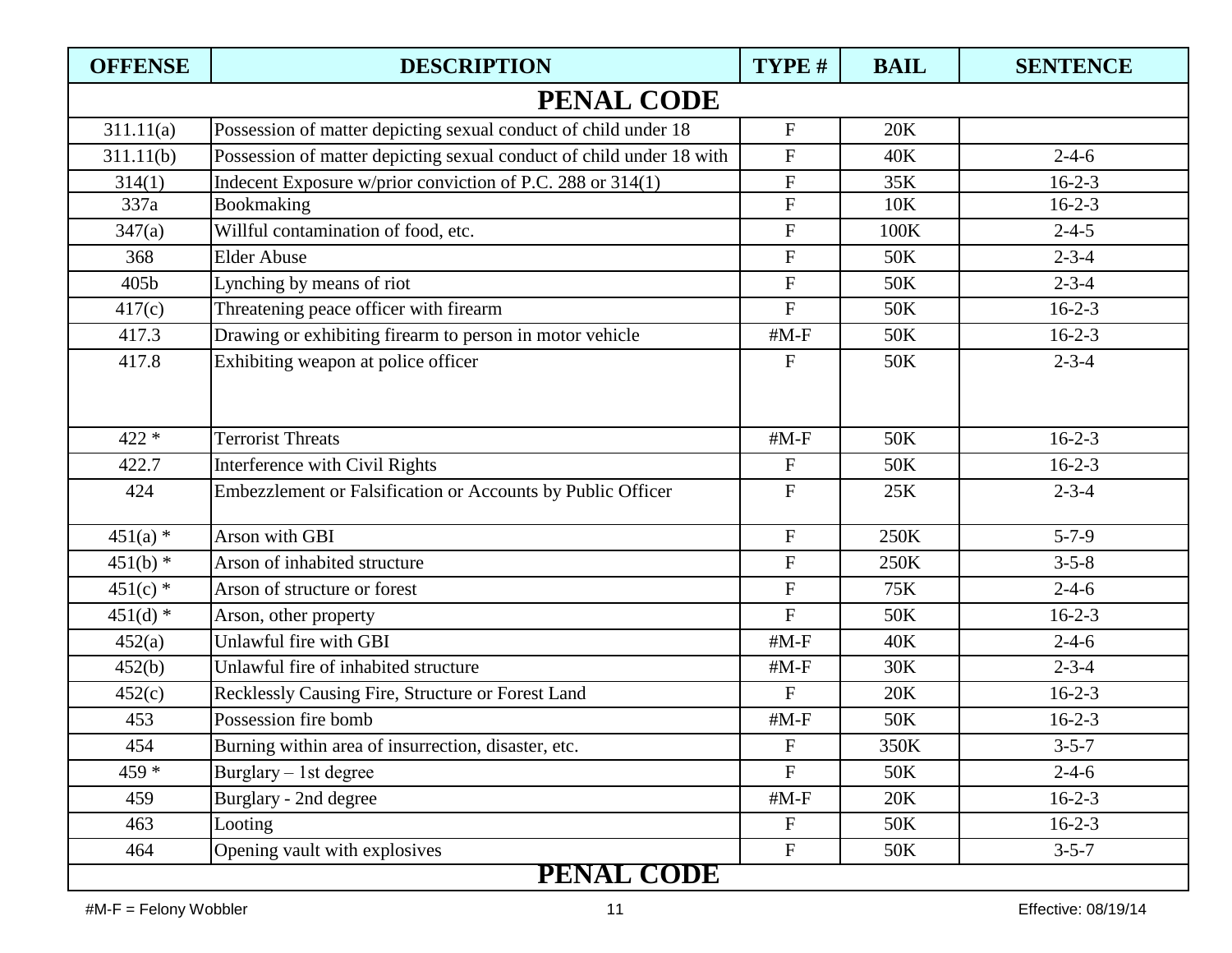| OFFENSE | DESCRIPTION | TYPE # | BAIL | SENTENCE |
|---|---|---|---|---|
| **PENAL CODE** | | | | |
| 311.11(a) | Possession of matter depicting sexual conduct of child under 18 | F | 20K | |
| 311.11(b) | Possession of matter depicting sexual conduct of child under 18 with | F | 40K | 2-4-6 |
| 314(1) | Indecent Exposure w/prior conviction of P.C. 288 or 314(1) | F | 35K | 16-2-3 |
| 337a | Bookmaking | F | 10K | 16-2-3 |
| 347(a) | Willful contamination of food, etc. | F | 100K | 2-4-5 |
| 368 | Elder Abuse | F | 50K | 2-3-4 |
| 405b | Lynching by means of riot | F | 50K | 2-3-4 |
| 417(c) | Threatening peace officer with firearm | F | 50K | 16-2-3 |
| 417.3 | Drawing or exhibiting firearm to person in motor vehicle | #M-F | 50K | 16-2-3 |
| 417.8 | Exhibiting weapon at police officer | F | 50K | 2-3-4 |
| 422 * | Terrorist Threats | #M-F | 50K | 16-2-3 |
| 422.7 | Interference with Civil Rights | F | 50K | 16-2-3 |
| 424 | Embezzlement or Falsification or Accounts by Public Officer | F | 25K | 2-3-4 |
| 451(a) * | Arson with GBI | F | 250K | 5-7-9 |
| 451(b) * | Arson of inhabited structure | F | 250K | 3-5-8 |
| 451(c) * | Arson of structure or forest | F | 75K | 2-4-6 |
| 451(d) * | Arson, other property | F | 50K | 16-2-3 |
| 452(a) | Unlawful fire with GBI | #M-F | 40K | 2-4-6 |
| 452(b) | Unlawful fire of inhabited structure | #M-F | 30K | 2-3-4 |
| 452(c) | Recklessly Causing Fire, Structure or Forest Land | F | 20K | 16-2-3 |
| 453 | Possession fire bomb | #M-F | 50K | 16-2-3 |
| 454 | Burning within area of insurrection, disaster, etc. | F | 350K | 3-5-7 |
| 459 * | Burglary – 1st degree | F | 50K | 2-4-6 |
| 459 | Burglary - 2nd degree | #M-F | 20K | 16-2-3 |
| 463 | Looting | F | 50K | 16-2-3 |
| 464 | Opening vault with explosives | F | 50K | 3-5-7 |
| **PENAL CODE** | | | | |

#M-F = Felony Wobbler

Effective: 08/19/14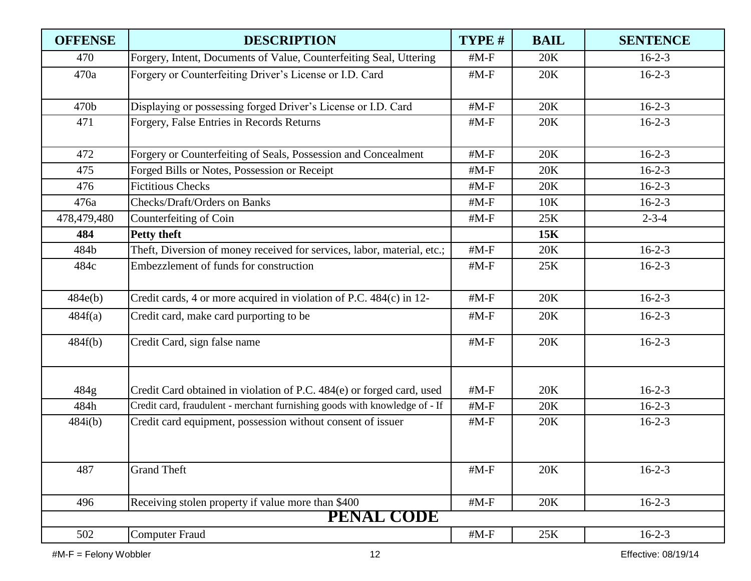| OFFENSE | DESCRIPTION | TYPE # | BAIL | SENTENCE |
|---|---|---|---|---|
| 470 | Forgery, Intent, Documents of Value, Counterfeiting Seal, Uttering | #M-F | 20K | 16-2-3 |
| 470a | Forgery or Counterfeiting Driver's License or I.D. Card | #M-F | 20K | 16-2-3 |
| 470b | Displaying or possessing forged Driver's License or I.D. Card | #M-F | 20K | 16-2-3 |
| 471 | Forgery, False Entries in Records Returns | #M-F | 20K | 16-2-3 |
| 472 | Forgery or Counterfeiting of Seals, Possession and Concealment | #M-F | 20K | 16-2-3 |
| 475 | Forged Bills or Notes, Possession or Receipt | #M-F | 20K | 16-2-3 |
| 476 | Fictitious Checks | #M-F | 20K | 16-2-3 |
| 476a | Checks/Draft/Orders on Banks | #M-F | 10K | 16-2-3 |
| 478,479,480 | Counterfeiting of Coin | #M-F | 25K | 2-3-4 |
| **484** | **Petty theft** | | **15K** | |
| 484b | Theft, Diversion of money received for services, labor, material, etc.; | #M-F | 20K | 16-2-3 |
| 484c | Embezzlement of funds for construction | #M-F | 25K | 16-2-3 |
| 484e(b) | Credit cards, 4 or more acquired in violation of P.C. 484(c) in 12- | #M-F | 20K | 16-2-3 |
| 484f(a) | Credit card, make card purporting to be | #M-F | 20K | 16-2-3 |
| 484f(b) | Credit Card, sign false name | #M-F | 20K | 16-2-3 |
| 484g | Credit Card obtained in violation of P.C. 484(e) or forged card, used | #M-F | 20K | 16-2-3 |
| 484h | Credit card, fraudulent - merchant furnishing goods with knowledge of - If | #M-F | 20K | 16-2-3 |
| 484i(b) | Credit card equipment, possession without consent of issuer | #M-F | 20K | 16-2-3 |
| 487 | Grand Theft | #M-F | 20K | 16-2-3 |
| 496 | Receiving stolen property if value more than $400 | #M-F | 20K | 16-2-3 |
| **PENAL CODE** | | | | |
| 502 | Computer Fraud | #M-F | 25K | 16-2-3 |

#M-F = Felony Wobbler

Effective: 08/19/14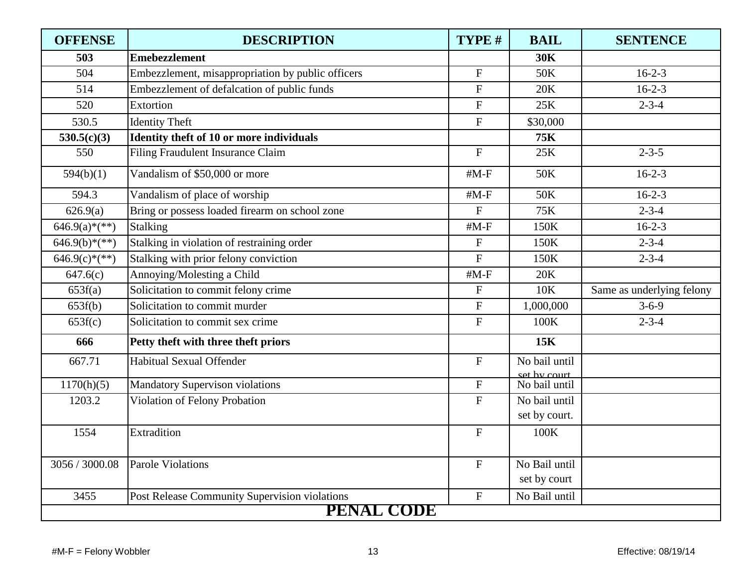| OFFENSE | DESCRIPTION | TYPE # | BAIL | SENTENCE |
|---|---|---|---|---|
| **503** | **Emebezzlement** | | **30K** | |
| 504 | Embezzlement, misappropriation by public officers | F | 50K | 16-2-3 |
| 514 | Embezzlement of defalcation of public funds | F | 20K | 16-2-3 |
| 520 | Extortion | F | 25K | 2-3-4 |
| 530.5 | Identity Theft | F | $30,000 | |
| **530.5(c)(3)** | **Identity theft of 10 or more individuals** | | **75K** | |
| 550 | Filing Fraudulent Insurance Claim | F | 25K | 2-3-5 |
| 594(b)(1) | Vandalism of $50,000 or more | #M-F | 50K | 16-2-3 |
| 594.3 | Vandalism of place of worship | #M-F | 50K | 16-2-3 |
| 626.9(a) | Bring or possess loaded firearm on school zone | F | 75K | 2-3-4 |
| 646.9(a)*(**) | Stalking | #M-F | 150K | 16-2-3 |
| 646.9(b)*(**) | Stalking in violation of restraining order | F | 150K | 2-3-4 |
| 646.9(c)*(**) | Stalking with prior felony conviction | F | 150K | 2-3-4 |
| 647.6(c) | Annoying/Molesting a Child | #M-F | 20K | |
| 653f(a) | Solicitation to commit felony crime | F | 10K | Same as underlying felony |
| 653f(b) | Solicitation to commit murder | F | 1,000,000 | 3-6-9 |
| 653f(c) | Solicitation to commit sex crime | F | 100K | 2-3-4 |
| **666** | **Petty theft with three theft priors** | | **15K** | |
| 667.71 | Habitual Sexual Offender | F | No bail until set by court | |
| 1170(h)(5) | Mandatory Supervison violations | F | No bail until | |
| 1203.2 | Violation of Felony Probation | F | No bail until set by court. | |
| 1554 | Extradition | F | 100K | |
| 3056 / 3000.08 | Parole Violations | F | No Bail until set by court | |
| 3455 | Post Release Community Supervision violations | F | No Bail until | |

**PENAL CODE**

#M-F = Felony Wobbler

Effective: 08/19/14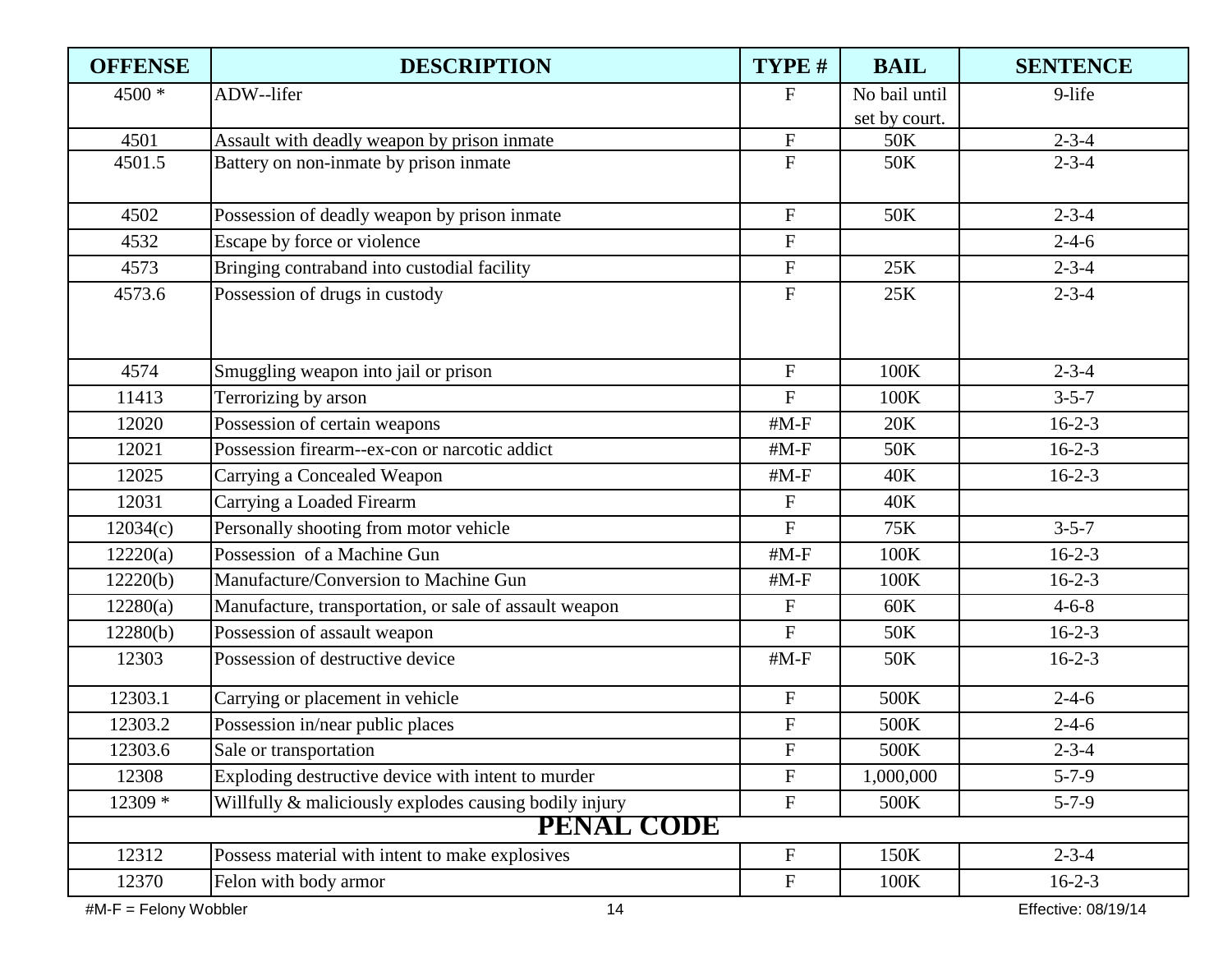| OFFENSE | DESCRIPTION | TYPE # | BAIL | SENTENCE |
|---|---|---|---|---|
| 4500 * | ADW--lifer | F | No bail until set by court. | 9-life |
| 4501 | Assault with deadly weapon by prison inmate | F | 50K | 2-3-4 |
| 4501.5 | Battery on non-inmate by prison inmate | F | 50K | 2-3-4 |
| 4502 | Possession of deadly weapon by prison inmate | F | 50K | 2-3-4 |
| 4532 | Escape by force or violence | F | | 2-4-6 |
| 4573 | Bringing contraband into custodial facility | F | 25K | 2-3-4 |
| 4573.6 | Possession of drugs in custody | F | 25K | 2-3-4 |
| 4574 | Smuggling weapon into jail or prison | F | 100K | 2-3-4 |
| 11413 | Terrorizing by arson | F | 100K | 3-5-7 |
| 12020 | Possession of certain weapons | #M-F | 20K | 16-2-3 |
| 12021 | Possession firearm--ex-con or narcotic addict | #M-F | 50K | 16-2-3 |
| 12025 | Carrying a Concealed Weapon | #M-F | 40K | 16-2-3 |
| 12031 | Carrying a Loaded Firearm | F | 40K | |
| 12034(c) | Personally shooting from motor vehicle | F | 75K | 3-5-7 |
| 12220(a) | Possession of a Machine Gun | #M-F | 100K | 16-2-3 |
| 12220(b) | Manufacture/Conversion to Machine Gun | #M-F | 100K | 16-2-3 |
| 12280(a) | Manufacture, transportation, or sale of assault weapon | F | 60K | 4-6-8 |
| 12280(b) | Possession of assault weapon | F | 50K | 16-2-3 |
| 12303 | Possession of destructive device | #M-F | 50K | 16-2-3 |
| 12303.1 | Carrying or placement in vehicle | F | 500K | 2-4-6 |
| 12303.2 | Possession in/near public places | F | 500K | 2-4-6 |
| 12303.6 | Sale or transportation | F | 500K | 2-3-4 |
| 12308 | Exploding destructive device with intent to murder | F | 1,000,000 | 5-7-9 |
| 12309 * | Willfully & maliciously explodes causing bodily injury | F | 500K | 5-7-9 |
| **PENAL CODE** | | | | |
| 12312 | Possess material with intent to make explosives | F | 150K | 2-3-4 |
| 12370 | Felon with body armor | F | 100K | 16-2-3 |

#M-F = Felony Wobbler

Effective: 08/19/14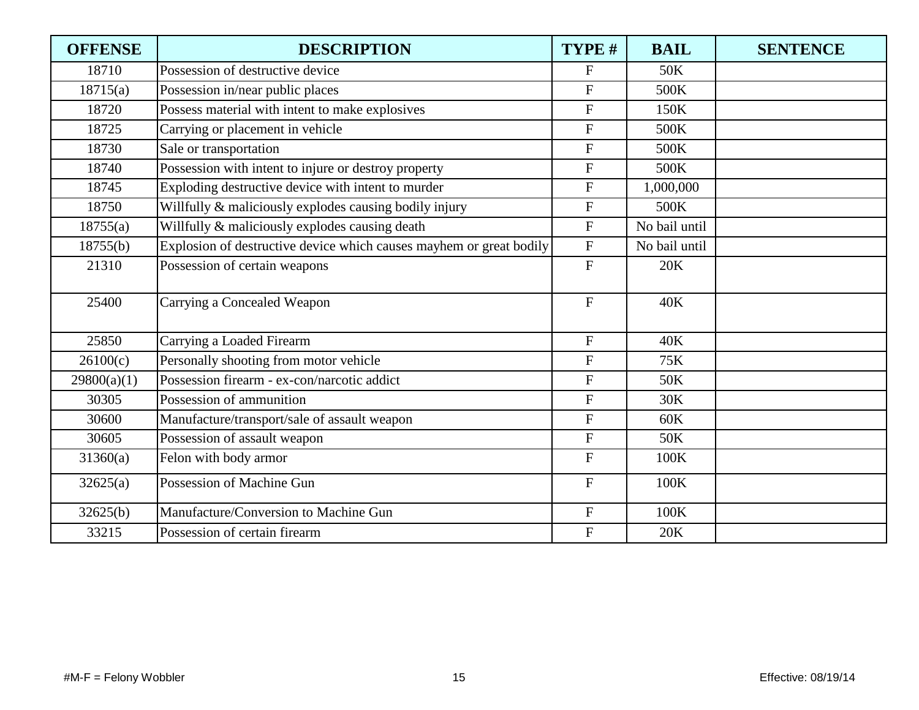| OFFENSE | DESCRIPTION | TYPE # | BAIL | SENTENCE |
|---|---|---|---|---|
| 18710 | Possession of destructive device | F | 50K | |
| 18715(a) | Possession in/near public places | F | 500K | |
| 18720 | Possess material with intent to make explosives | F | 150K | |
| 18725 | Carrying or placement in vehicle | F | 500K | |
| 18730 | Sale or transportation | F | 500K | |
| 18740 | Possession with intent to injure or destroy property | F | 500K | |
| 18745 | Exploding destructive device with intent to murder | F | 1,000,000 | |
| 18750 | Willfully & maliciously explodes causing bodily injury | F | 500K | |
| 18755(a) | Willfully & maliciously explodes causing death | F | No bail until | |
| 18755(b) | Explosion of destructive device which causes mayhem or great bodily | F | No bail until | |
| 21310 | Possession of certain weapons | F | 20K | |
| 25400 | Carrying a Concealed Weapon | F | 40K | |
| 25850 | Carrying a Loaded Firearm | F | 40K | |
| 26100(c) | Personally shooting from motor vehicle | F | 75K | |
| 29800(a)(1) | Possession firearm - ex-con/narcotic addict | F | 50K | |
| 30305 | Possession of ammunition | F | 30K | |
| 30600 | Manufacture/transport/sale of assault weapon | F | 60K | |
| 30605 | Possession of assault weapon | F | 50K | |
| 31360(a) | Felon with body armor | F | 100K | |
| 32625(a) | Possession of Machine Gun | F | 100K | |
| 32625(b) | Manufacture/Conversion to Machine Gun | F | 100K | |
| 33215 | Possession of certain firearm | F | 20K | |

#M-F = Felony Wobbler

Effective: 08/19/14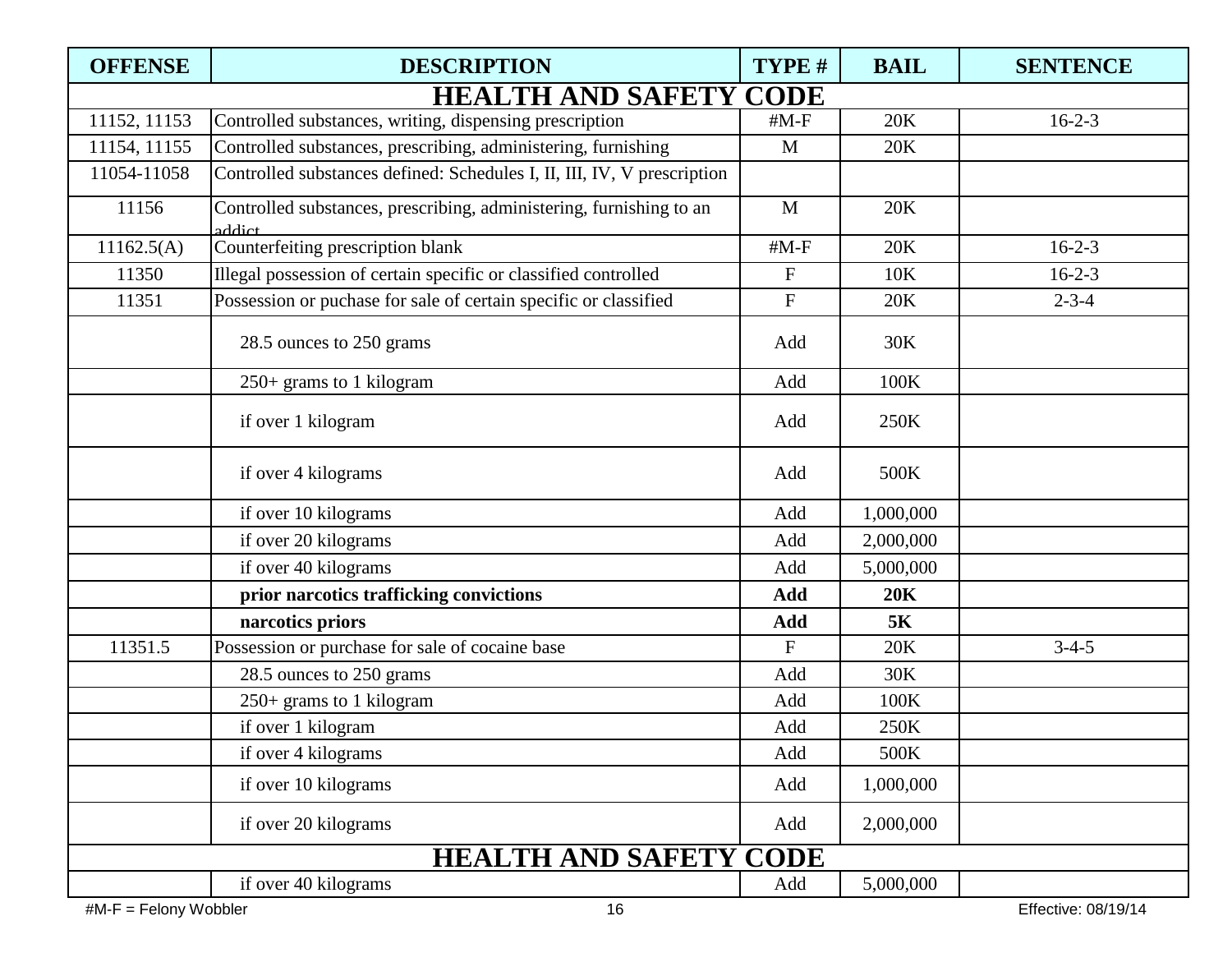| OFFENSE | DESCRIPTION | TYPE # | BAIL | SENTENCE |
|---|---|---|---|---|
| **HEALTH AND SAFETY CODE** | | | | |
| 11152, 11153 | Controlled substances, writing, dispensing prescription | #M-F | 20K | 16-2-3 |
| 11154, 11155 | Controlled substances, prescribing, administering, furnishing | M | 20K | |
| 11054-11058 | Controlled substances defined: Schedules I, II, III, IV, V prescription | | | |
| 11156 | Controlled substances, prescribing, administering, furnishing to an addict | M | 20K | |
| 11162.5(A) | Counterfeiting prescription blank | #M-F | 20K | 16-2-3 |
| 11350 | Illegal possession of certain specific or classified controlled | F | 10K | 16-2-3 |
| 11351 | Possession or puchase for sale of certain specific or classified | F | 20K | 2-3-4 |
| | 28.5 ounces to 250 grams | Add | 30K | |
| | 250+ grams to 1 kilogram | Add | 100K | |
| | if over 1 kilogram | Add | 250K | |
| | if over 4 kilograms | Add | 500K | |
| | if over 10 kilograms | Add | 1,000,000 | |
| | if over 20 kilograms | Add | 2,000,000 | |
| | if over 40 kilograms | Add | 5,000,000 | |
| | **prior narcotics trafficking convictions** | **Add** | **20K** | |
| | **narcotics priors** | **Add** | **5K** | |
| 11351.5 | Possession or purchase for sale of cocaine base | F | 20K | 3-4-5 |
| | 28.5 ounces to 250 grams | Add | 30K | |
| | 250+ grams to 1 kilogram | Add | 100K | |
| | if over 1 kilogram | Add | 250K | |
| | if over 4 kilograms | Add | 500K | |
| | if over 10 kilograms | Add | 1,000,000 | |
| | if over 20 kilograms | Add | 2,000,000 | |
| **HEALTH AND SAFETY CODE** | | | | |
| | if over 40 kilograms | Add | 5,000,000 | |

#M-F = Felony Wobbler

Effective: 08/19/14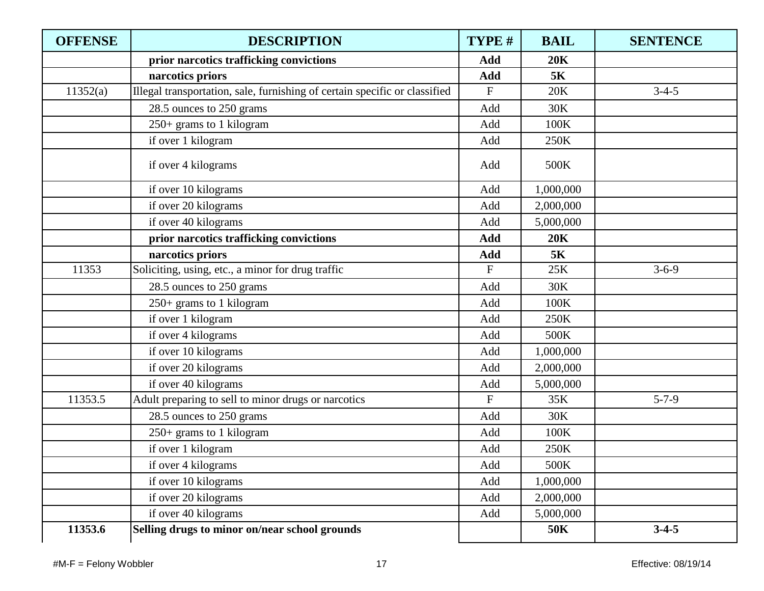| OFFENSE | DESCRIPTION | TYPE # | BAIL | SENTENCE |
|---|---|---|---|---|
| | **prior narcotics trafficking convictions** | **Add** | **20K** | |
| | **narcotics priors** | **Add** | **5K** | |
| 11352(a) | Illegal transportation, sale, furnishing of certain specific or classified | F | 20K | 3-4-5 |
| | 28.5 ounces to 250 grams | Add | 30K | |
| | 250+ grams to 1 kilogram | Add | 100K | |
| | if over 1 kilogram | Add | 250K | |
| | if over 4 kilograms | Add | 500K | |
| | if over 10 kilograms | Add | 1,000,000 | |
| | if over 20 kilograms | Add | 2,000,000 | |
| | if over 40 kilograms | Add | 5,000,000 | |
| | **prior narcotics trafficking convictions** | **Add** | **20K** | |
| | **narcotics priors** | **Add** | **5K** | |
| 11353 | Soliciting, using, etc., a minor for drug traffic | F | 25K | 3-6-9 |
| | 28.5 ounces to 250 grams | Add | 30K | |
| | 250+ grams to 1 kilogram | Add | 100K | |
| | if over 1 kilogram | Add | 250K | |
| | if over 4 kilograms | Add | 500K | |
| | if over 10 kilograms | Add | 1,000,000 | |
| | if over 20 kilograms | Add | 2,000,000 | |
| | if over 40 kilograms | Add | 5,000,000 | |
| 11353.5 | Adult preparing to sell to minor drugs or narcotics | F | 35K | 5-7-9 |
| | 28.5 ounces to 250 grams | Add | 30K | |
| | 250+ grams to 1 kilogram | Add | 100K | |
| | if over 1 kilogram | Add | 250K | |
| | if over 4 kilograms | Add | 500K | |
| | if over 10 kilograms | Add | 1,000,000 | |
| | if over 20 kilograms | Add | 2,000,000 | |
| | if over 40 kilograms | Add | 5,000,000 | |
| **11353.6** | **Selling drugs to minor on/near school grounds** | | **50K** | **3-4-5** |

#M-F = Felony Wobbler

Effective: 08/19/14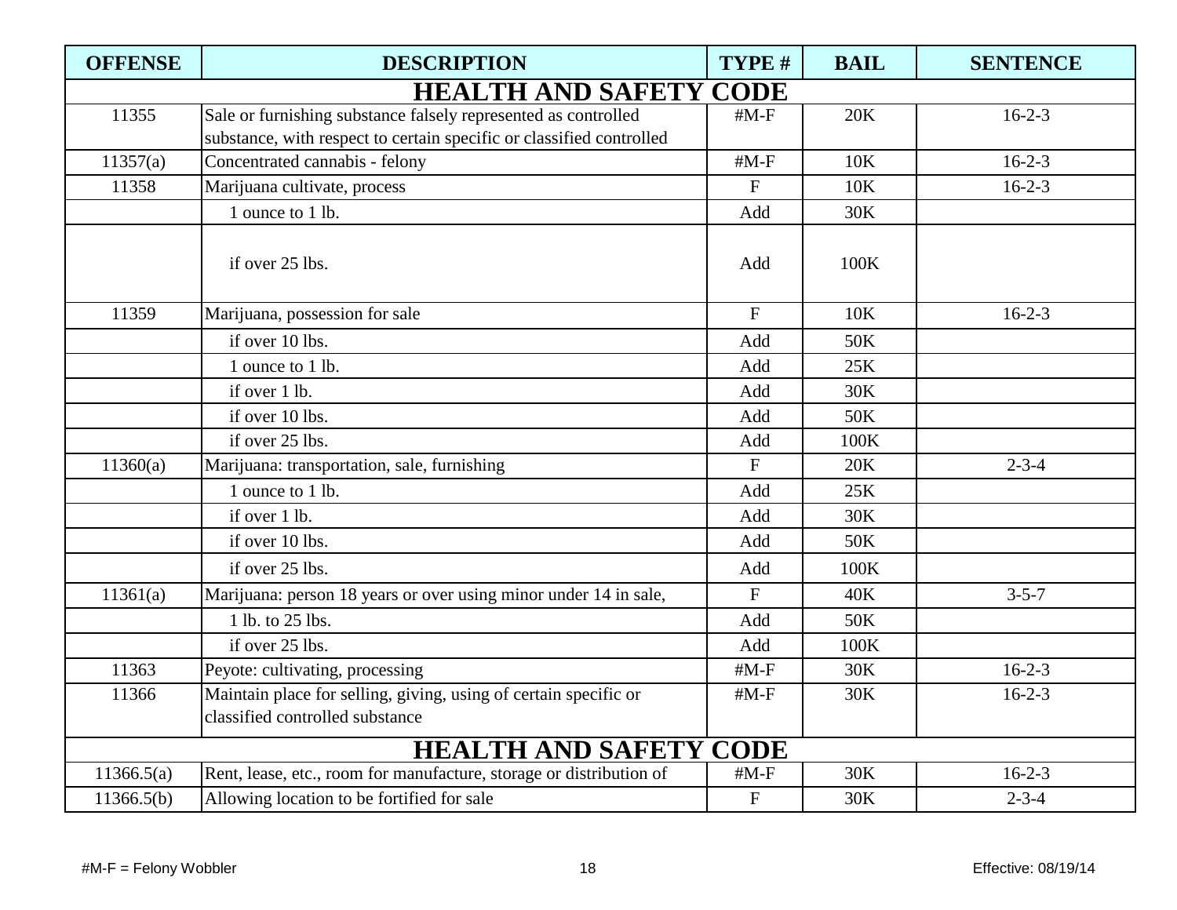| OFFENSE | DESCRIPTION | TYPE # | BAIL | SENTENCE |
|---|---|---|---|---|
| **HEALTH AND SAFETY CODE** | | | | |
| 11355 | Sale or furnishing substance falsely represented as controlled substance, with respect to certain specific or classified controlled | #M-F | 20K | 16-2-3 |
| 11357(a) | Concentrated cannabis - felony | #M-F | 10K | 16-2-3 |
| 11358 | Marijuana cultivate, process | F | 10K | 16-2-3 |
| | 1 ounce to 1 lb. | Add | 30K | |
| | if over 25 lbs. | Add | 100K | |
| 11359 | Marijuana, possession for sale | F | 10K | 16-2-3 |
| | if over 10 lbs. | Add | 50K | |
| | 1 ounce to 1 lb. | Add | 25K | |
| | if over 1 lb. | Add | 30K | |
| | if over 10 lbs. | Add | 50K | |
| | if over 25 lbs. | Add | 100K | |
| 11360(a) | Marijuana: transportation, sale, furnishing | F | 20K | 2-3-4 |
| | 1 ounce to 1 lb. | Add | 25K | |
| | if over 1 lb. | Add | 30K | |
| | if over 10 lbs. | Add | 50K | |
| | if over 25 lbs. | Add | 100K | |
| 11361(a) | Marijuana: person 18 years or over using minor under 14 in sale, | F | 40K | 3-5-7 |
| | 1 lb. to 25 lbs. | Add | 50K | |
| | if over 25 lbs. | Add | 100K | |
| 11363 | Peyote: cultivating, processing | #M-F | 30K | 16-2-3 |
| 11366 | Maintain place for selling, giving, using of certain specific or classified controlled substance | #M-F | 30K | 16-2-3 |
| **HEALTH AND SAFETY CODE** | | | | |
| 11366.5(a) | Rent, lease, etc., room for manufacture, storage or distribution of | #M-F | 30K | 16-2-3 |
| 11366.5(b) | Allowing location to be fortified for sale | F | 30K | 2-3-4 |

#M-F = Felony Wobbler

Effective: 08/19/14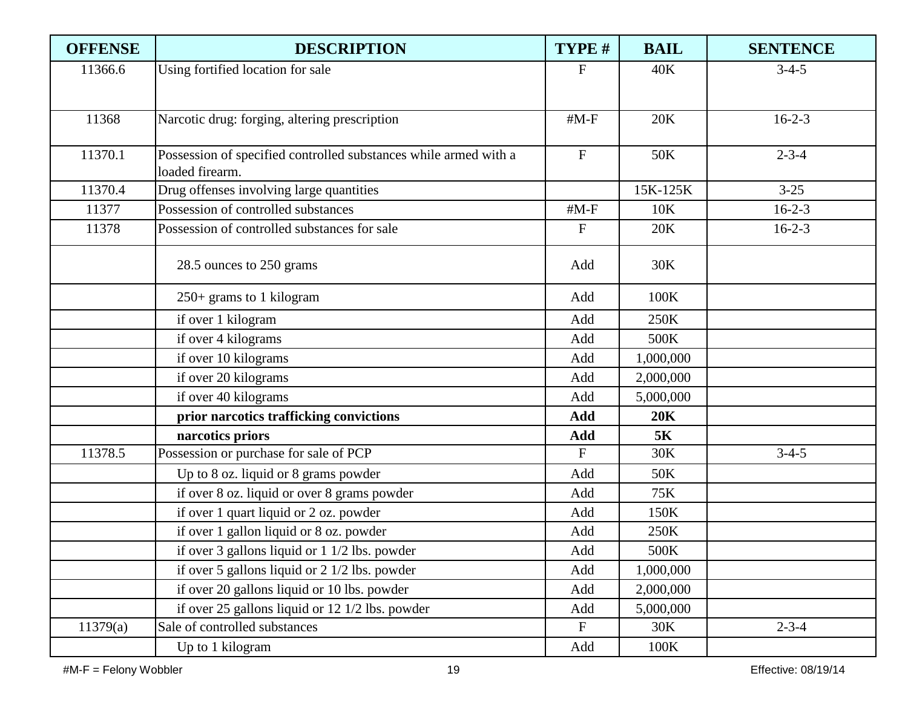| OFFENSE | DESCRIPTION | TYPE # | BAIL | SENTENCE |
|---|---|---|---|---|
| 11366.6 | Using fortified location for sale | F | 40K | 3-4-5 |
| 11368 | Narcotic drug: forging, altering prescription | #M-F | 20K | 16-2-3 |
| 11370.1 | Possession of specified controlled substances while armed with a loaded firearm. | F | 50K | 2-3-4 |
| 11370.4 | Drug offenses involving large quantities | | 15K-125K | 3-25 |
| 11377 | Possession of controlled substances | #M-F | 10K | 16-2-3 |
| 11378 | Possession of controlled substances for sale | F | 20K | 16-2-3 |
| | 28.5 ounces to 250 grams | Add | 30K | |
| | 250+ grams to 1 kilogram | Add | 100K | |
| | if over 1 kilogram | Add | 250K | |
| | if over 4 kilograms | Add | 500K | |
| | if over 10 kilograms | Add | 1,000,000 | |
| | if over 20 kilograms | Add | 2,000,000 | |
| | if over 40 kilograms | Add | 5,000,000 | |
| | **prior narcotics trafficking convictions** | **Add** | **20K** | |
| | **narcotics priors** | **Add** | **5K** | |
| 11378.5 | Possession or purchase for sale of PCP | F | 30K | 3-4-5 |
| | Up to 8 oz. liquid or 8 grams powder | Add | 50K | |
| | if over 8 oz. liquid or over 8 grams powder | Add | 75K | |
| | if over 1 quart liquid or 2 oz. powder | Add | 150K | |
| | if over 1 gallon liquid or 8 oz. powder | Add | 250K | |
| | if over 3 gallons liquid or 1 1/2 lbs. powder | Add | 500K | |
| | if over 5 gallons liquid or 2 1/2 lbs. powder | Add | 1,000,000 | |
| | if over 20 gallons liquid or 10 lbs. powder | Add | 2,000,000 | |
| | if over 25 gallons liquid or 12 1/2 lbs. powder | Add | 5,000,000 | |
| 11379(a) | Sale of controlled substances | F | 30K | 2-3-4 |
| | Up to 1 kilogram | Add | 100K | |

#M-F = Felony Wobbler

Effective: 08/19/14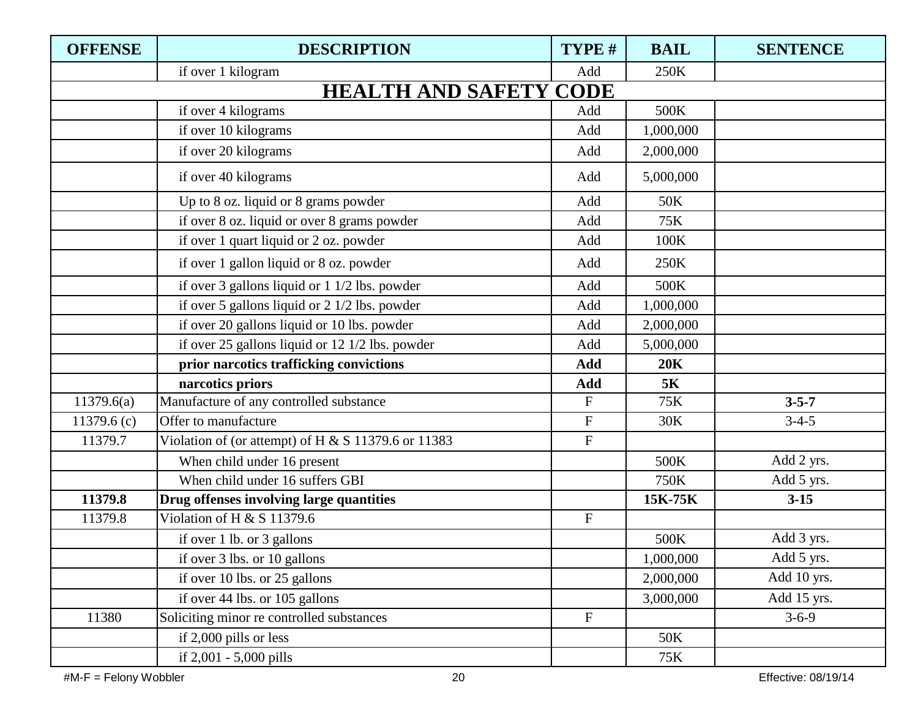| OFFENSE | DESCRIPTION | TYPE # | BAIL | SENTENCE |
|---|---|---|---|---|
| | if over 1 kilogram | Add | 250K | |
| **HEALTH AND SAFETY CODE** | | | | |
| | if over 4 kilograms | Add | 500K | |
| | if over 10 kilograms | Add | 1,000,000 | |
| | if over 20 kilograms | Add | 2,000,000 | |
| | if over 40 kilograms | Add | 5,000,000 | |
| | Up to 8 oz. liquid or 8 grams powder | Add | 50K | |
| | if over 8 oz. liquid or over 8 grams powder | Add | 75K | |
| | if over 1 quart liquid or 2 oz. powder | Add | 100K | |
| | if over 1 gallon liquid or 8 oz. powder | Add | 250K | |
| | if over 3 gallons liquid or 1 1/2 lbs. powder | Add | 500K | |
| | if over 5 gallons liquid or 2 1/2 lbs. powder | Add | 1,000,000 | |
| | if over 20 gallons liquid or 10 lbs. powder | Add | 2,000,000 | |
| | if over 25 gallons liquid or 12 1/2 lbs. powder | Add | 5,000,000 | |
| | **prior narcotics trafficking convictions** | **Add** | **20K** | |
| | **narcotics priors** | **Add** | **5K** | |
| 11379.6(a) | Manufacture of any controlled substance | F | 75K | **3-5-7** |
| 11379.6 (c) | Offer to manufacture | F | 30K | 3-4-5 |
| 11379.7 | Violation of (or attempt) of H & S 11379.6 or 11383 | F | | |
| | When child under 16 present | | 500K | Add 2 yrs. |
| | When child under 16 suffers GBI | | 750K | Add 5 yrs. |
| **11379.8** | **Drug offenses involving large quantities** | | **15K-75K** | **3-15** |
| 11379.8 | Violation of H & S 11379.6 | F | | |
| | if over 1 lb. or 3 gallons | | 500K | Add 3 yrs. |
| | if over 3 lbs. or 10 gallons | | 1,000,000 | Add 5 yrs. |
| | if over 10 lbs. or 25 gallons | | 2,000,000 | Add 10 yrs. |
| | if over 44 lbs. or 105 gallons | | 3,000,000 | Add 15 yrs. |
| 11380 | Soliciting minor re controlled substances | F | | 3-6-9 |
| | if 2,000 pills or less | | 50K | |
| | if 2,001 - 5,000 pills | | 75K | |

#M-F = Felony Wobbler

Effective: 08/19/14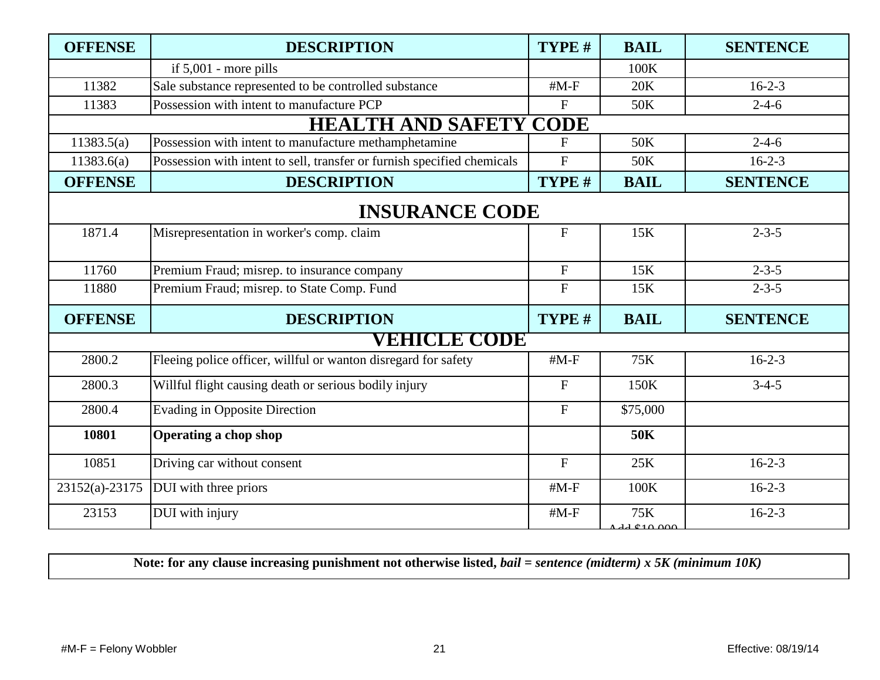| OFFENSE | DESCRIPTION | TYPE # | BAIL | SENTENCE |
|---|---|---|---|---|
| | if 5,001 - more pills | | 100K | |
| 11382 | Sale substance represented to be controlled substance | #M-F | 20K | 16-2-3 |
| 11383 | Possession with intent to manufacture PCP | F | 50K | 2-4-6 |
| **HEALTH AND SAFETY CODE** | | | | |
| 11383.5(a) | Possession with intent to manufacture methamphetamine | F | 50K | 2-4-6 |
| 11383.6(a) | Possession with intent to sell, transfer or furnish specified chemicals | F | 50K | 16-2-3 |

| OFFENSE | DESCRIPTION | TYPE # | BAIL | SENTENCE |
|---|---|---|---|---|
| **INSURANCE CODE** | | | | |
| 1871.4 | Misrepresentation in worker's comp. claim | F | 15K | 2-3-5 |
| 11760 | Premium Fraud; misrep. to insurance company | F | 15K | 2-3-5 |
| 11880 | Premium Fraud; misrep. to State Comp. Fund | F | 15K | 2-3-5 |

| OFFENSE | DESCRIPTION | TYPE # | BAIL | SENTENCE |
|---|---|---|---|---|
| **VEHICLE CODE** | | | | |
| 2800.2 | Fleeing police officer, willful or wanton disregard for safety | #M-F | 75K | 16-2-3 |
| 2800.3 | Willful flight causing death or serious bodily injury | F | 150K | 3-4-5 |
| 2800.4 | Evading in Opposite Direction | F | $75,000 | |
| **10801** | **Operating a chop shop** | | **50K** | |
| 10851 | Driving car without consent | F | 25K | 16-2-3 |
| 23152(a)-23175 | DUI with three priors | #M-F | 100K | 16-2-3 |
| 23153 | DUI with injury | #M-F | 75K Add $10,000 | 16-2-3 |

**Note: for any clause increasing punishment not otherwise listed, *bail = sentence (midterm) x 5K (minimum 10K)***

#M-F = Felony Wobbler

Effective: 08/19/14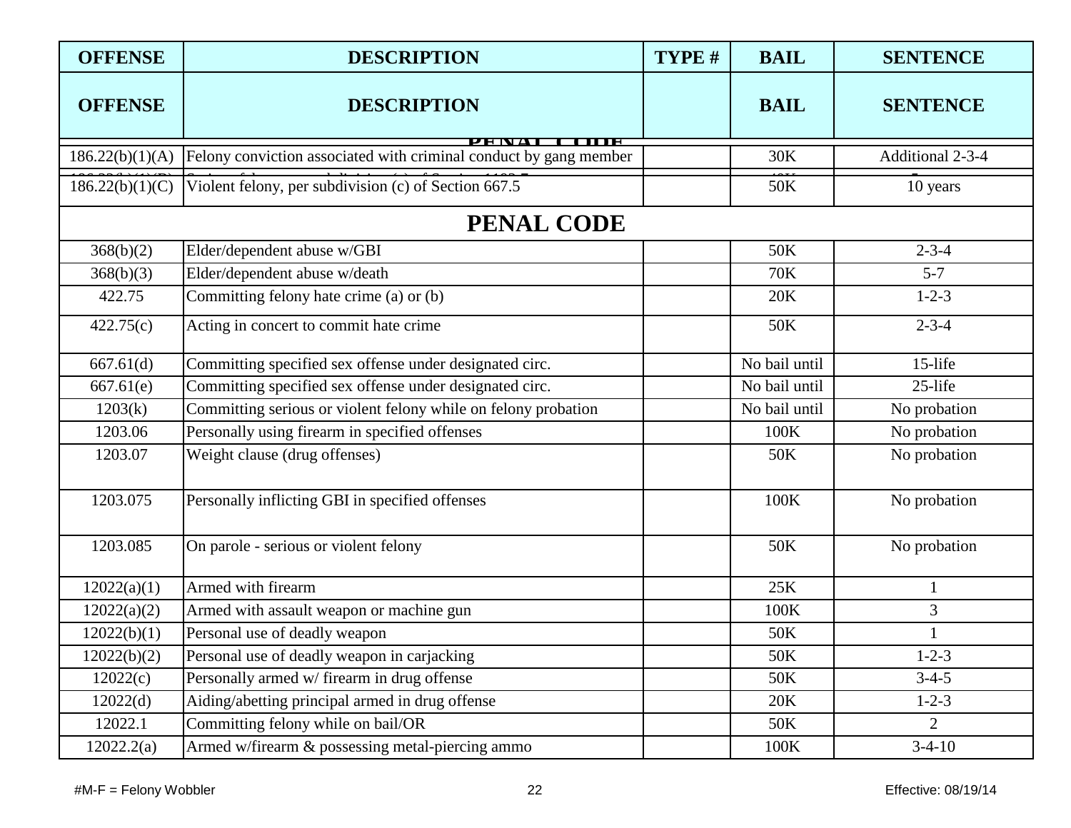| OFFENSE | DESCRIPTION | TYPE # | BAIL | SENTENCE |
|---|---|---|---|---|
| **OFFENSE** | **DESCRIPTION** | | **BAIL** | **SENTENCE** |
| 186.22(b)(1)(A) | Felony conviction associated with criminal conduct by gang member | | 30K | Additional 2-3-4 |
| 186.22(b)(1)(C) | Violent felony, per subdivision (c) of Section 667.5 | | 50K | 10 years |
| **PENAL CODE** | | | | |
| 368(b)(2) | Elder/dependent abuse w/GBI | | 50K | 2-3-4 |
| 368(b)(3) | Elder/dependent abuse w/death | | 70K | 5-7 |
| 422.75 | Committing felony hate crime (a) or (b) | | 20K | 1-2-3 |
| 422.75(c) | Acting in concert to commit hate crime | | 50K | 2-3-4 |
| 667.61(d) | Committing specified sex offense under designated circ. | | No bail until | 15-life |
| 667.61(e) | Committing specified sex offense under designated circ. | | No bail until | 25-life |
| 1203(k) | Committing serious or violent felony while on felony probation | | No bail until | No probation |
| 1203.06 | Personally using firearm in specified offenses | | 100K | No probation |
| 1203.07 | Weight clause (drug offenses) | | 50K | No probation |
| 1203.075 | Personally inflicting GBI in specified offenses | | 100K | No probation |
| 1203.085 | On parole - serious or violent felony | | 50K | No probation |
| 12022(a)(1) | Armed with firearm | | 25K | 1 |
| 12022(a)(2) | Armed with assault weapon or machine gun | | 100K | 3 |
| 12022(b)(1) | Personal use of deadly weapon | | 50K | 1 |
| 12022(b)(2) | Personal use of deadly weapon in carjacking | | 50K | 1-2-3 |
| 12022(c) | Personally armed w/ firearm in drug offense | | 50K | 3-4-5 |
| 12022(d) | Aiding/abetting principal armed in drug offense | | 20K | 1-2-3 |
| 12022.1 | Committing felony while on bail/OR | | 50K | 2 |
| 12022.2(a) | Armed w/firearm & possessing metal-piercing ammo | | 100K | 3-4-10 |

#M-F = Felony Wobbler

Effective: 08/19/14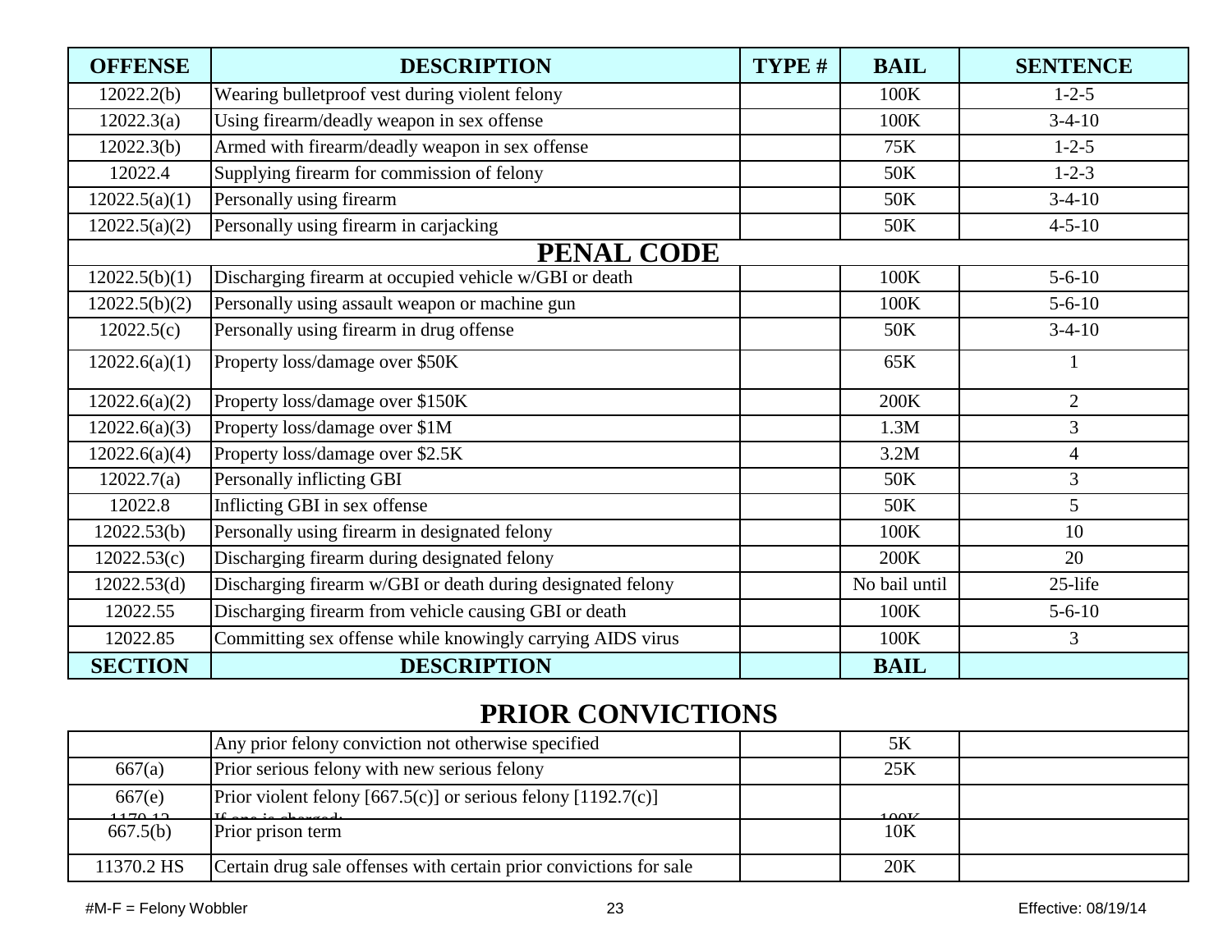| OFFENSE | DESCRIPTION | TYPE # | BAIL | SENTENCE |
|---|---|---|---|---|
| 12022.2(b) | Wearing bulletproof vest during violent felony | | 100K | 1-2-5 |
| 12022.3(a) | Using firearm/deadly weapon in sex offense | | 100K | 3-4-10 |
| 12022.3(b) | Armed with firearm/deadly weapon in sex offense | | 75K | 1-2-5 |
| 12022.4 | Supplying firearm for commission of felony | | 50K | 1-2-3 |
| 12022.5(a)(1) | Personally using firearm | | 50K | 3-4-10 |
| 12022.5(a)(2) | Personally using firearm in carjacking | | 50K | 4-5-10 |
| **PENAL CODE** | | | | |
| 12022.5(b)(1) | Discharging firearm at occupied vehicle w/GBI or death | | 100K | 5-6-10 |
| 12022.5(b)(2) | Personally using assault weapon or machine gun | | 100K | 5-6-10 |
| 12022.5(c) | Personally using firearm in drug offense | | 50K | 3-4-10 |
| 12022.6(a)(1) | Property loss/damage over $50K | | 65K | 1 |
| 12022.6(a)(2) | Property loss/damage over $150K | | 200K | 2 |
| 12022.6(a)(3) | Property loss/damage over $1M | | 1.3M | 3 |
| 12022.6(a)(4) | Property loss/damage over $2.5K | | 3.2M | 4 |
| 12022.7(a) | Personally inflicting GBI | | 50K | 3 |
| 12022.8 | Inflicting GBI in sex offense | | 50K | 5 |
| 12022.53(b) | Personally using firearm in designated felony | | 100K | 10 |
| 12022.53(c) | Discharging firearm during designated felony | | 200K | 20 |
| 12022.53(d) | Discharging firearm w/GBI or death during designated felony | | No bail until | 25-life |
| 12022.55 | Discharging firearm from vehicle causing GBI or death | | 100K | 5-6-10 |
| 12022.85 | Committing sex offense while knowingly carrying AIDS virus | | 100K | 3 |

| SECTION | DESCRIPTION | | BAIL | |
|---|---|---|---|---|
| **PRIOR CONVICTIONS** | | | | |
| | Any prior felony conviction not otherwise specified | | 5K | |
| 667(a) | Prior serious felony with new serious felony | | 25K | |
| 667(e) 1170.12 | Prior violent felony [667.5(c)] or serious felony [1192.7(c)] If one is charged: | | 100K | |
| 667.5(b) | Prior prison term | | 10K | |
| 11370.2 HS | Certain drug sale offenses with certain prior convictions for sale | | 20K | |

#M-F = Felony Wobbler

Effective: 08/19/14